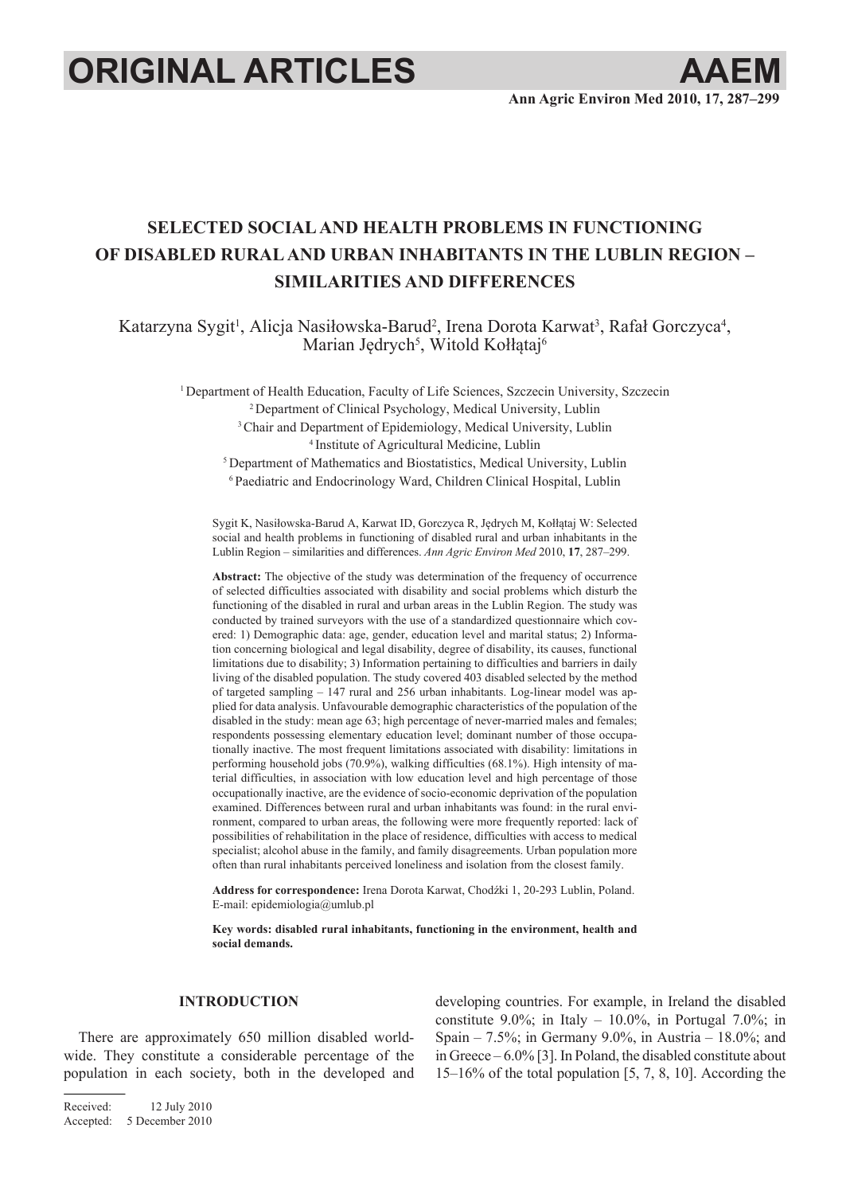ORIGINAL ARTICLES

# SELECTED SOCIAL AND HEALTH PROBLEMS IN FUNCTIONING OF DISABLED RURAL AND URBAN INHABITANTS IN THE LUBLIN REGION – SIMILARITIES AND DIFFERENCES

Katarzyna Sygit[1], Alicja Nasiłowska-Barud[2], Irena Dorota Karwat[3], Rafał Gorczyca[4], Marian Jędrych[5], Witold Kołłątaj[6]

[1] Department of Health Education, Faculty of Life Sciences, Szczecin University, Szczecin
[2] Department of Clinical Psychology, Medical University, Lublin
[3] Chair and Department of Epidemiology, Medical University, Lublin
[4] Institute of Agricultural Medicine, Lublin
[5] Department of Mathematics and Biostatistics, Medical University, Lublin
[6] Paediatric and Endocrinology Ward, Children Clinical Hospital, Lublin

Sygit K, Nasiłowska-Barud A, Karwat ID, Gorczyca R, Jędrych M, Kołłątaj W: Selected social and health problems in functioning of disabled rural and urban inhabitants in the Lublin Region – similarities and differences. *Ann Agric Environ Med* 2010, **17**, 287–299.

**Abstract:** The objective of the study was determination of the frequency of occurrence of selected difficulties associated with disability and social problems which disturb the functioning of the disabled in rural and urban areas in the Lublin Region. The study was conducted by trained surveyors with the use of a standardized questionnaire which covered: 1) Demographic data: age, gender, education level and marital status; 2) Information concerning biological and legal disability, degree of disability, its causes, functional limitations due to disability; 3) Information pertaining to difficulties and barriers in daily living of the disabled population. The study covered 403 disabled selected by the method of targeted sampling – 147 rural and 256 urban inhabitants. Log-linear model was applied for data analysis. Unfavourable demographic characteristics of the population of the disabled in the study: mean age 63; high percentage of never-married males and females; respondents possessing elementary education level; dominant number of those occupationally inactive. The most frequent limitations associated with disability: limitations in performing household jobs (70.9%), walking difficulties (68.1%). High intensity of material difficulties, in association with low education level and high percentage of those occupationally inactive, are the evidence of socio-economic deprivation of the population examined. Differences between rural and urban inhabitants was found: in the rural environment, compared to urban areas, the following were more frequently reported: lack of possibilities of rehabilitation in the place of residence, difficulties with access to medical specialist; alcohol abuse in the family, and family disagreements. Urban population more often than rural inhabitants perceived loneliness and isolation from the closest family.

**Address for correspondence:** Irena Dorota Karwat, Chodźki 1, 20-293 Lublin, Poland. E-mail: epidemiologia@umlub.pl

**Key words: disabled rural inhabitants, functioning in the environment, health and social demands.**

## INTRODUCTION

There are approximately 650 million disabled worldwide. They constitute a considerable percentage of the population in each society, both in the developed and developing countries. For example, in Ireland the disabled constitute 9.0%; in Italy – 10.0%, in Portugal 7.0%; in Spain – 7.5%; in Germany 9.0%, in Austria – 18.0%; and in Greece – 6.0% [3]. In Poland, the disabled constitute about 15–16% of the total population [5, 7, 8, 10]. According the

Received: 12 July 2010
Accepted: 5 December 2010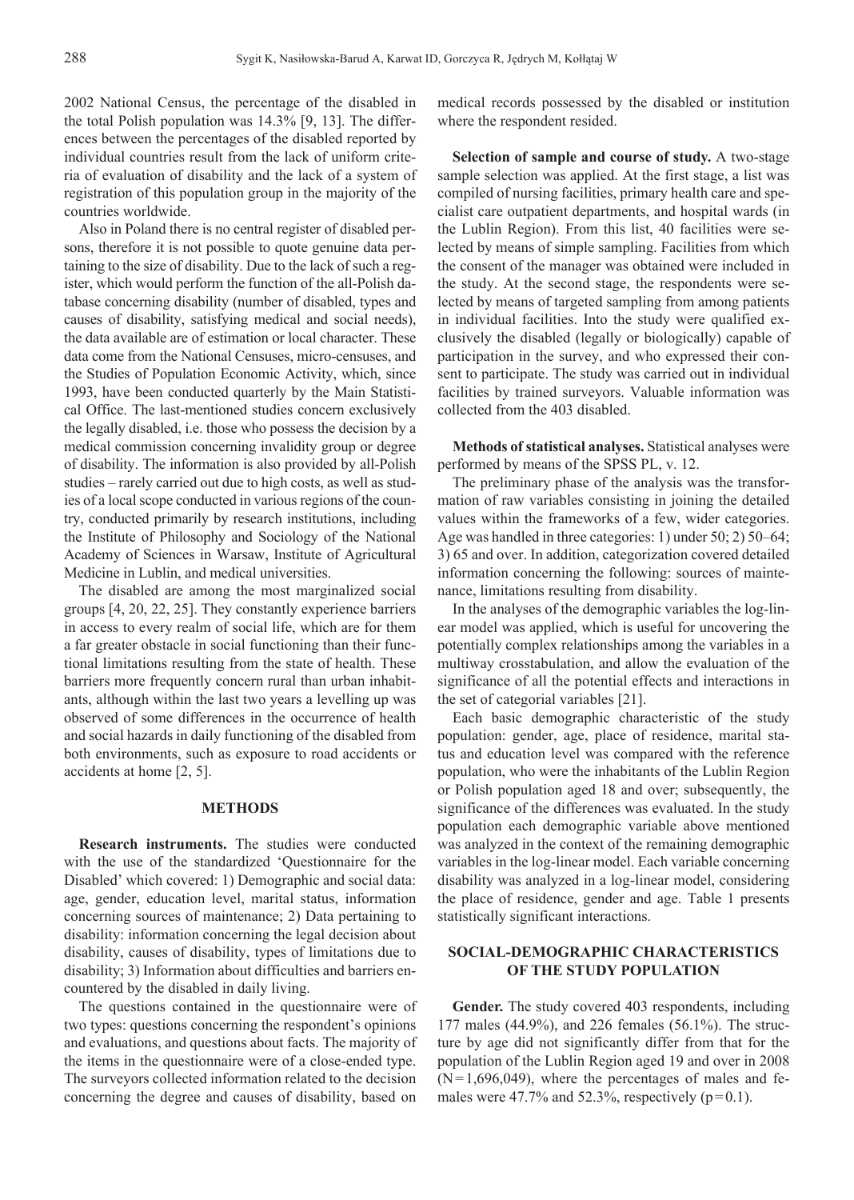2002 National Census, the percentage of the disabled in the total Polish population was 14.3% [9, 13]. The differences between the percentages of the disabled reported by individual countries result from the lack of uniform criteria of evaluation of disability and the lack of a system of registration of this population group in the majority of the countries worldwide.

Also in Poland there is no central register of disabled persons, therefore it is not possible to quote genuine data pertaining to the size of disability. Due to the lack of such a register, which would perform the function of the all-Polish database concerning disability (number of disabled, types and causes of disability, satisfying medical and social needs), the data available are of estimation or local character. These data come from the National Censuses, micro-censuses, and the Studies of Population Economic Activity, which, since 1993, have been conducted quarterly by the Main Statistical Office. The last-mentioned studies concern exclusively the legally disabled, i.e. those who possess the decision by a medical commission concerning invalidity group or degree of disability. The information is also provided by all-Polish studies – rarely carried out due to high costs, as well as studies of a local scope conducted in various regions of the country, conducted primarily by research institutions, including the Institute of Philosophy and Sociology of the National Academy of Sciences in Warsaw, Institute of Agricultural Medicine in Lublin, and medical universities.

The disabled are among the most marginalized social groups [4, 20, 22, 25]. They constantly experience barriers in access to every realm of social life, which are for them a far greater obstacle in social functioning than their functional limitations resulting from the state of health. These barriers more frequently concern rural than urban inhabitants, although within the last two years a levelling up was observed of some differences in the occurrence of health and social hazards in daily functioning of the disabled from both environments, such as exposure to road accidents or accidents at home [2, 5].

## METHODS

**Research instruments.** The studies were conducted with the use of the standardized 'Questionnaire for the Disabled' which covered: 1) Demographic and social data: age, gender, education level, marital status, information concerning sources of maintenance; 2) Data pertaining to disability: information concerning the legal decision about disability, causes of disability, types of limitations due to disability; 3) Information about difficulties and barriers encountered by the disabled in daily living.

The questions contained in the questionnaire were of two types: questions concerning the respondent's opinions and evaluations, and questions about facts. The majority of the items in the questionnaire were of a close-ended type. The surveyors collected information related to the decision concerning the degree and causes of disability, based on medical records possessed by the disabled or institution where the respondent resided.

**Selection of sample and course of study.** A two-stage sample selection was applied. At the first stage, a list was compiled of nursing facilities, primary health care and specialist care outpatient departments, and hospital wards (in the Lublin Region). From this list, 40 facilities were selected by means of simple sampling. Facilities from which the consent of the manager was obtained were included in the study. At the second stage, the respondents were selected by means of targeted sampling from among patients in individual facilities. Into the study were qualified exclusively the disabled (legally or biologically) capable of participation in the survey, and who expressed their consent to participate. The study was carried out in individual facilities by trained surveyors. Valuable information was collected from the 403 disabled.

**Methods of statistical analyses.** Statistical analyses were performed by means of the SPSS PL, v. 12.

The preliminary phase of the analysis was the transformation of raw variables consisting in joining the detailed values within the frameworks of a few, wider categories. Age was handled in three categories: 1) under 50; 2) 50–64; 3) 65 and over. In addition, categorization covered detailed information concerning the following: sources of maintenance, limitations resulting from disability.

In the analyses of the demographic variables the log-linear model was applied, which is useful for uncovering the potentially complex relationships among the variables in a multiway crosstabulation, and allow the evaluation of the significance of all the potential effects and interactions in the set of categorial variables [21].

Each basic demographic characteristic of the study population: gender, age, place of residence, marital status and education level was compared with the reference population, who were the inhabitants of the Lublin Region or Polish population aged 18 and over; subsequently, the significance of the differences was evaluated. In the study population each demographic variable above mentioned was analyzed in the context of the remaining demographic variables in the log-linear model. Each variable concerning disability was analyzed in a log-linear model, considering the place of residence, gender and age. Table 1 presents statistically significant interactions.

## SOCIAL-DEMOGRAPHIC CHARACTERISTICS OF THE STUDY POPULATION

**Gender.** The study covered 403 respondents, including 177 males (44.9%), and 226 females (56.1%). The structure by age did not significantly differ from that for the population of the Lublin Region aged 19 and over in 2008 ($N=1,696,049$), where the percentages of males and females were 47.7% and 52.3%, respectively ($p=0.1$).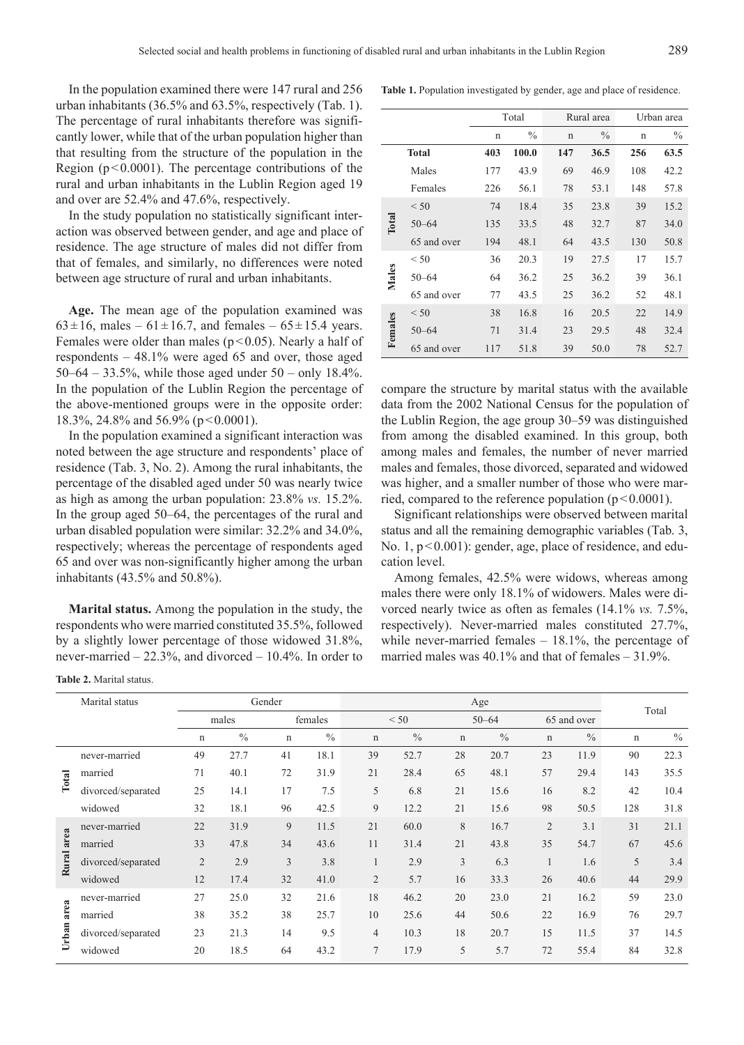In the population examined there were 147 rural and 256 urban inhabitants (36.5% and 63.5%, respectively (Tab. 1). The percentage of rural inhabitants therefore was significantly lower, while that of the urban population higher than that resulting from the structure of the population in the Region ($p<0.0001$). The percentage contributions of the rural and urban inhabitants in the Lublin Region aged 19 and over are 52.4% and 47.6%, respectively.

In the study population no statistically significant interaction was observed between gender, and age and place of residence. The age structure of males did not differ from that of females, and similarly, no differences were noted between age structure of rural and urban inhabitants.

**Table 1.** Population investigated by gender, age and place of residence.

| | | Total | | Rural area | | Urban area | |
|---|---|---|---|---|---|---|---|
| | | n | % | n | % | n | % |
| | **Total** | **403** | **100.0** | **147** | **36.5** | **256** | **63.5** |
| | Males | 177 | 43.9 | 69 | 46.9 | 108 | 42.2 |
| | Females | 226 | 56.1 | 78 | 53.1 | 148 | 57.8 |
| **Total** | < 50 | 74 | 18.4 | 35 | 23.8 | 39 | 15.2 |
| | 50–64 | 135 | 33.5 | 48 | 32.7 | 87 | 34.0 |
| | 65 and over | 194 | 48.1 | 64 | 43.5 | 130 | 50.8 |
| **Males** | < 50 | 36 | 20.3 | 19 | 27.5 | 17 | 15.7 |
| | 50–64 | 64 | 36.2 | 25 | 36.2 | 39 | 36.1 |
| | 65 and over | 77 | 43.5 | 25 | 36.2 | 52 | 48.1 |
| **Females** | < 50 | 38 | 16.8 | 16 | 20.5 | 22 | 14.9 |
| | 50–64 | 71 | 31.4 | 23 | 29.5 | 48 | 32.4 |
| | 65 and over | 117 | 51.8 | 39 | 50.0 | 78 | 52.7 |

**Age.** The mean age of the population examined was $63\pm16$, males – $61\pm16.7$, and females – $65\pm15.4$ years. Females were older than males ($p<0.05$). Nearly a half of respondents – 48.1% were aged 65 and over, those aged 50–64 – 33.5%, while those aged under 50 – only 18.4%. In the population of the Lublin Region the percentage of the above-mentioned groups were in the opposite order: 18.3%, 24.8% and 56.9% ($p<0.0001$).

In the population examined a significant interaction was noted between the age structure and respondents' place of residence (Tab. 3, No. 2). Among the rural inhabitants, the percentage of the disabled aged under 50 was nearly twice as high as among the urban population: 23.8% *vs.* 15.2%. In the group aged 50–64, the percentages of the rural and urban disabled population were similar: 32.2% and 34.0%, respectively; whereas the percentage of respondents aged 65 and over was non-significantly higher among the urban inhabitants (43.5% and 50.8%).

**Marital status.** Among the population in the study, the respondents who were married constituted 35.5%, followed by a slightly lower percentage of those widowed 31.8%, never-married – 22.3%, and divorced – 10.4%. In order to compare the structure by marital status with the available data from the 2002 National Census for the population of the Lublin Region, the age group 30–59 was distinguished from among the disabled examined. In this group, both among males and females, the number of never married males and females, those divorced, separated and widowed was higher, and a smaller number of those who were married, compared to the reference population ($p<0.0001$).

Significant relationships were observed between marital status and all the remaining demographic variables (Tab. 3, No. 1, $p<0.001$): gender, age, place of residence, and education level.

Among females, 42.5% were widows, whereas among males there were only 18.1% of widowers. Males were divorced nearly twice as often as females (14.1% *vs.* 7.5%, respectively). Never-married males constituted 27.7%, while never-married females – 18.1%, the percentage of married males was 40.1% and that of females – 31.9%.

**Table 2.** Marital status.

| | Marital status | Gender | | | | Age | | | | | | Total | |
|---|---|---|---|---|---|---|---|---|---|---|---|---|---|
| | | males | | females | | < 50 | | 50–64 | | 65 and over | | | |
| | | n | % | n | % | n | % | n | % | n | % | n | % |
| **Total** | never-married | 49 | 27.7 | 41 | 18.1 | 39 | 52.7 | 28 | 20.7 | 23 | 11.9 | 90 | 22.3 |
| | married | 71 | 40.1 | 72 | 31.9 | 21 | 28.4 | 65 | 48.1 | 57 | 29.4 | 143 | 35.5 |
| | divorced/separated | 25 | 14.1 | 17 | 7.5 | 5 | 6.8 | 21 | 15.6 | 16 | 8.2 | 42 | 10.4 |
| | widowed | 32 | 18.1 | 96 | 42.5 | 9 | 12.2 | 21 | 15.6 | 98 | 50.5 | 128 | 31.8 |
| **Rural area** | never-married | 22 | 31.9 | 9 | 11.5 | 21 | 60.0 | 8 | 16.7 | 2 | 3.1 | 31 | 21.1 |
| | married | 33 | 47.8 | 34 | 43.6 | 11 | 31.4 | 21 | 43.8 | 35 | 54.7 | 67 | 45.6 |
| | divorced/separated | 2 | 2.9 | 3 | 3.8 | 1 | 2.9 | 3 | 6.3 | 1 | 1.6 | 5 | 3.4 |
| | widowed | 12 | 17.4 | 32 | 41.0 | 2 | 5.7 | 16 | 33.3 | 26 | 40.6 | 44 | 29.9 |
| **Urban area** | never-married | 27 | 25.0 | 32 | 21.6 | 18 | 46.2 | 20 | 23.0 | 21 | 16.2 | 59 | 23.0 |
| | married | 38 | 35.2 | 38 | 25.7 | 10 | 25.6 | 44 | 50.6 | 22 | 16.9 | 76 | 29.7 |
| | divorced/separated | 23 | 21.3 | 14 | 9.5 | 4 | 10.3 | 18 | 20.7 | 15 | 11.5 | 37 | 14.5 |
| | widowed | 20 | 18.5 | 64 | 43.2 | 7 | 17.9 | 5 | 5.7 | 72 | 55.4 | 84 | 32.8 |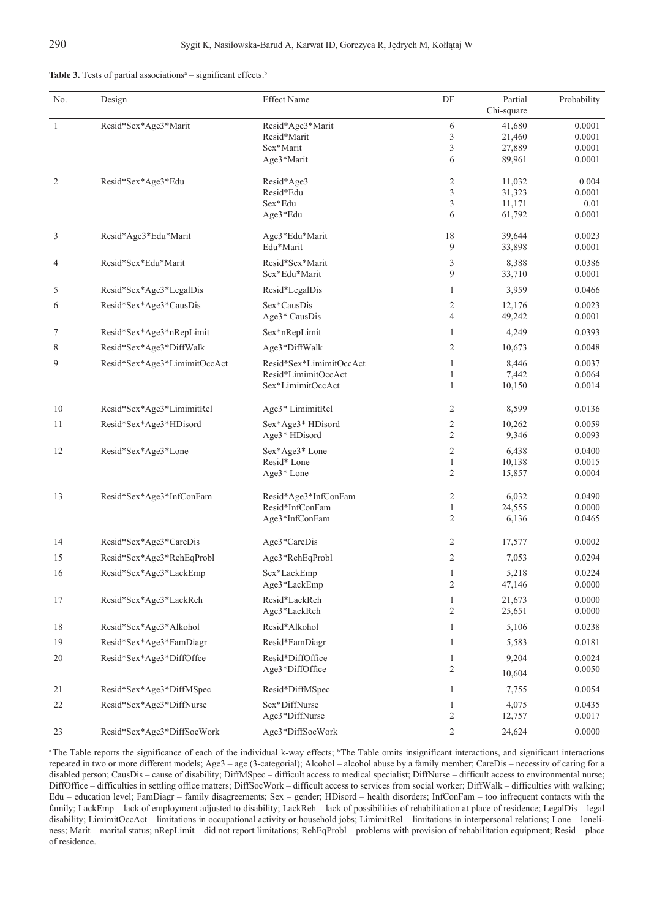**Table 3.** Tests of partial associations[a] – significant effects.[b]

| No. | Design | Effect Name | DF | Partial Chi-square | Probability |
|---|---|---|---|---|---|
| 1 | Resid*Sex*Age3*Marit | Resid*Age3*Marit | 6 | 41,680 | 0.0001 |
| | | Resid*Marit | 3 | 21,460 | 0.0001 |
| | | Sex*Marit | 3 | 27,889 | 0.0001 |
| | | Age3*Marit | 6 | 89,961 | 0.0001 |
| 2 | Resid*Sex*Age3*Edu | Resid*Age3 | 2 | 11,032 | 0.004 |
| | | Resid*Edu | 3 | 31,323 | 0.0001 |
| | | Sex*Edu | 3 | 11,171 | 0.01 |
| | | Age3*Edu | 6 | 61,792 | 0.0001 |
| 3 | Resid*Age3*Edu*Marit | Age3*Edu*Marit | 18 | 39,644 | 0.0023 |
| | | Edu*Marit | 9 | 33,898 | 0.0001 |
| 4 | Resid*Sex*Edu*Marit | Resid*Sex*Marit | 3 | 8,388 | 0.0386 |
| | | Sex*Edu*Marit | 9 | 33,710 | 0.0001 |
| 5 | Resid*Sex*Age3*LegalDis | Resid*LegalDis | 1 | 3,959 | 0.0466 |
| 6 | Resid*Sex*Age3*CausDis | Sex*CausDis | 2 | 12,176 | 0.0023 |
| | | Age3* CausDis | 4 | 49,242 | 0.0001 |
| 7 | Resid*Sex*Age3*nRepLimit | Sex*nRepLimit | 1 | 4,249 | 0.0393 |
| 8 | Resid*Sex*Age3*DiffWalk | Age3*DiffWalk | 2 | 10,673 | 0.0048 |
| 9 | Resid*Sex*Age3*LimimitOccAct | Resid*Sex*LimimitOccAct | 1 | 8,446 | 0.0037 |
| | | Resid*LimimitOccAct | 1 | 7,442 | 0.0064 |
| | | Sex*LimimitOccAct | 1 | 10,150 | 0.0014 |
| 10 | Resid*Sex*Age3*LimimitRel | Age3* LimimitRel | 2 | 8,599 | 0.0136 |
| 11 | Resid*Sex*Age3*HDisord | Sex*Age3* HDisord | 2 | 10,262 | 0.0059 |
| | | Age3* HDisord | 2 | 9,346 | 0.0093 |
| 12 | Resid*Sex*Age3*Lone | Sex*Age3* Lone | 2 | 6,438 | 0.0400 |
| | | Resid* Lone | 1 | 10,138 | 0.0015 |
| | | Age3* Lone | 2 | 15,857 | 0.0004 |
| 13 | Resid*Sex*Age3*InfConFam | Resid*Age3*InfConFam | 2 | 6,032 | 0.0490 |
| | | Resid*InfConFam | 1 | 24,555 | 0.0000 |
| | | Age3*InfConFam | 2 | 6,136 | 0.0465 |
| 14 | Resid*Sex*Age3*CareDis | Age3*CareDis | 2 | 17,577 | 0.0002 |
| 15 | Resid*Sex*Age3*RehEqProbl | Age3*RehEqProbl | 2 | 7,053 | 0.0294 |
| 16 | Resid*Sex*Age3*LackEmp | Sex*LackEmp | 1 | 5,218 | 0.0224 |
| | | Age3*LackEmp | 2 | 47,146 | 0.0000 |
| 17 | Resid*Sex*Age3*LackReh | Resid*LackReh | 1 | 21,673 | 0.0000 |
| | | Age3*LackReh | 2 | 25,651 | 0.0000 |
| 18 | Resid*Sex*Age3*Alkohol | Resid*Alkohol | 1 | 5,106 | 0.0238 |
| 19 | Resid*Sex*Age3*FamDiagr | Resid*FamDiagr | 1 | 5,583 | 0.0181 |
| 20 | Resid*Sex*Age3*DiffOffce | Resid*DiffOffice | 1 | 9,204 | 0.0024 |
| | | Age3*DiffOffice | 2 | 10,604 | 0.0050 |
| 21 | Resid*Sex*Age3*DiffMSpec | Resid*DiffMSpec | 1 | 7,755 | 0.0054 |
| 22 | Resid*Sex*Age3*DiffNurse | Sex*DiffNurse | 1 | 4,075 | 0.0435 |
| | | Age3*DiffNurse | 2 | 12,757 | 0.0017 |
| 23 | Resid*Sex*Age3*DiffSocWork | Age3*DiffSocWork | 2 | 24,624 | 0.0000 |

[a] The Table reports the significance of each of the individual k-way effects; [b] The Table omits insignificant interactions, and significant interactions repeated in two or more different models; Age3 – age (3-categorial); Alcohol – alcohol abuse by a family member; CareDis – necessity of caring for a disabled person; CausDis – cause of disability; DiffMSpec – difficult access to medical specialist; DiffNurse – difficult access to environmental nurse; DiffOffice – difficulties in settling office matters; DiffSocWork – difficult access to services from social worker; DiffWalk – difficulties with walking; Edu – education level; FamDiagr – family disagreements; Sex – gender; HDisord – health disorders; InfConFam – too infrequent contacts with the family; LackEmp – lack of employment adjusted to disability; LackReh – lack of possibilities of rehabilitation at place of residence; LegalDis – legal disability; LimimitOccAct – limitations in occupational activity or household jobs; LimimitRel – limitations in interpersonal relations; Lone – loneliness; Marit – marital status; nRepLimit – did not report limitations; RehEqProbl – problems with provision of rehabilitation equipment; Resid – place of residence.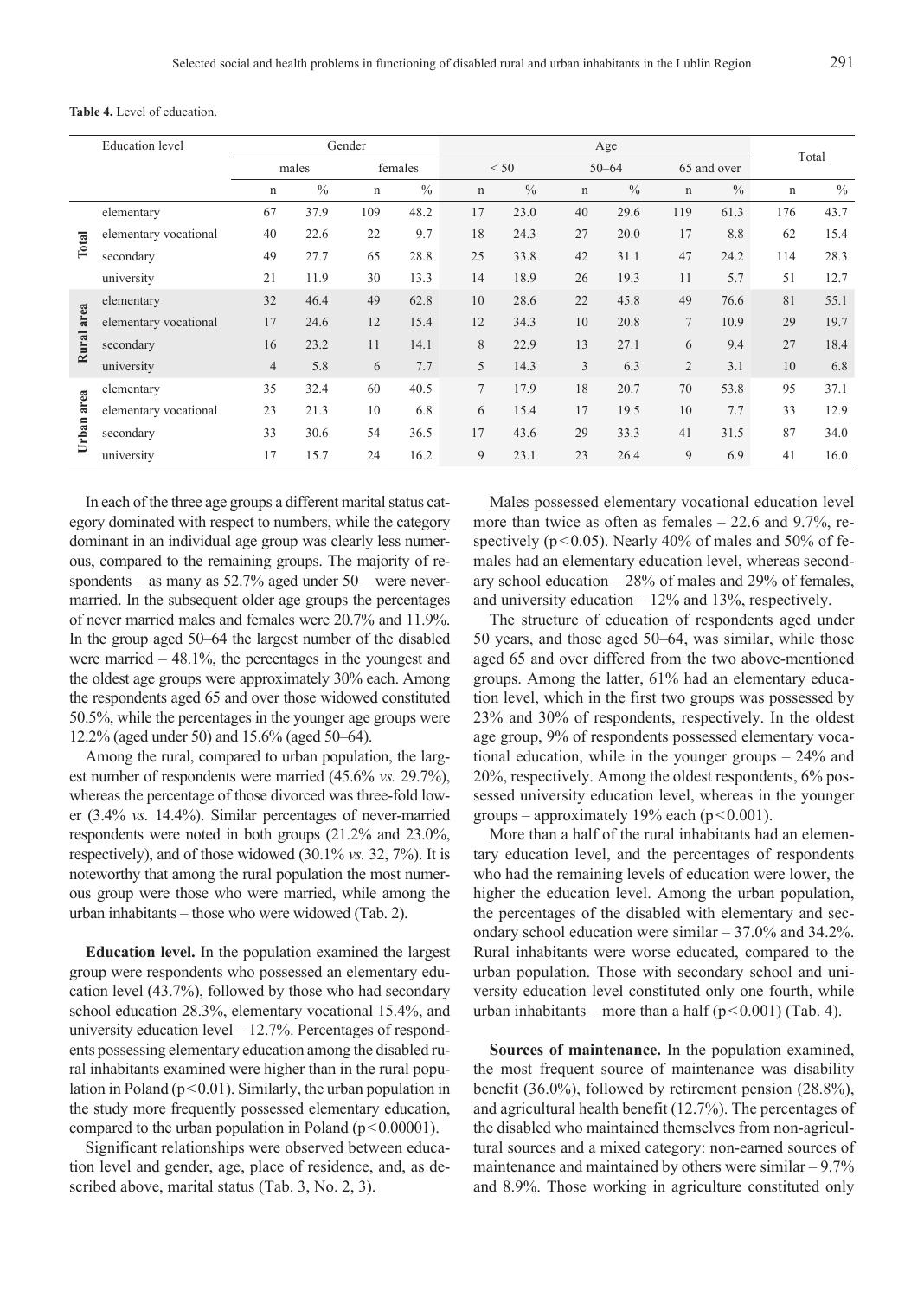**Table 4.** Level of education.

| | Education level | Gender | | | | Age | | | | | | Total | |
|---|---|---|---|---|---|---|---|---|---|---|---|---|---|
| | | males | | females | | < 50 | | 50–64 | | 65 and over | | | |
| | | n | % | n | % | n | % | n | % | n | % | n | % |
| Total | elementary | 67 | 37.9 | 109 | 48.2 | 17 | 23.0 | 40 | 29.6 | 119 | 61.3 | 176 | 43.7 |
| | elementary vocational | 40 | 22.6 | 22 | 9.7 | 18 | 24.3 | 27 | 20.0 | 17 | 8.8 | 62 | 15.4 |
| | secondary | 49 | 27.7 | 65 | 28.8 | 25 | 33.8 | 42 | 31.1 | 47 | 24.2 | 114 | 28.3 |
| | university | 21 | 11.9 | 30 | 13.3 | 14 | 18.9 | 26 | 19.3 | 11 | 5.7 | 51 | 12.7 |
| Rural area | elementary | 32 | 46.4 | 49 | 62.8 | 10 | 28.6 | 22 | 45.8 | 49 | 76.6 | 81 | 55.1 |
| | elementary vocational | 17 | 24.6 | 12 | 15.4 | 12 | 34.3 | 10 | 20.8 | 7 | 10.9 | 29 | 19.7 |
| | secondary | 16 | 23.2 | 11 | 14.1 | 8 | 22.9 | 13 | 27.1 | 6 | 9.4 | 27 | 18.4 |
| | university | 4 | 5.8 | 6 | 7.7 | 5 | 14.3 | 3 | 6.3 | 2 | 3.1 | 10 | 6.8 |
| Urban area | elementary | 35 | 32.4 | 60 | 40.5 | 7 | 17.9 | 18 | 20.7 | 70 | 53.8 | 95 | 37.1 |
| | elementary vocational | 23 | 21.3 | 10 | 6.8 | 6 | 15.4 | 17 | 19.5 | 10 | 7.7 | 33 | 12.9 |
| | secondary | 33 | 30.6 | 54 | 36.5 | 17 | 43.6 | 29 | 33.3 | 41 | 31.5 | 87 | 34.0 |
| | university | 17 | 15.7 | 24 | 16.2 | 9 | 23.1 | 23 | 26.4 | 9 | 6.9 | 41 | 16.0 |

In each of the three age groups a different marital status category dominated with respect to numbers, while the category dominant in an individual age group was clearly less numerous, compared to the remaining groups. The majority of respondents – as many as 52.7% aged under 50 – were never-married. In the subsequent older age groups the percentages of never married males and females were 20.7% and 11.9%. In the group aged 50–64 the largest number of the disabled were married – 48.1%, the percentages in the youngest and the oldest age groups were approximately 30% each. Among the respondents aged 65 and over those widowed constituted 50.5%, while the percentages in the younger age groups were 12.2% (aged under 50) and 15.6% (aged 50–64).

Among the rural, compared to urban population, the largest number of respondents were married (45.6% *vs.* 29.7%), whereas the percentage of those divorced was three-fold lower (3.4% *vs.* 14.4%). Similar percentages of never-married respondents were noted in both groups (21.2% and 23.0%, respectively), and of those widowed (30.1% *vs.* 32, 7%). It is noteworthy that among the rural population the most numerous group were those who were married, while among the urban inhabitants – those who were widowed (Tab. 2).

**Education level.** In the population examined the largest group were respondents who possessed an elementary education level (43.7%), followed by those who had secondary school education 28.3%, elementary vocational 15.4%, and university education level – 12.7%. Percentages of respondents possessing elementary education among the disabled rural inhabitants examined were higher than in the rural population in Poland ($p<0.01$). Similarly, the urban population in the study more frequently possessed elementary education, compared to the urban population in Poland ($p<0.00001$).

Significant relationships were observed between education level and gender, age, place of residence, and, as described above, marital status (Tab. 3, No. 2, 3).

Males possessed elementary vocational education level more than twice as often as females – 22.6 and 9.7%, respectively ($p<0.05$). Nearly 40% of males and 50% of females had an elementary education level, whereas secondary school education – 28% of males and 29% of females, and university education – 12% and 13%, respectively.

The structure of education of respondents aged under 50 years, and those aged 50–64, was similar, while those aged 65 and over differed from the two above-mentioned groups. Among the latter, 61% had an elementary education level, which in the first two groups was possessed by 23% and 30% of respondents, respectively. In the oldest age group, 9% of respondents possessed elementary vocational education, while in the younger groups – 24% and 20%, respectively. Among the oldest respondents, 6% possessed university education level, whereas in the younger groups – approximately 19% each ($p<0.001$).

More than a half of the rural inhabitants had an elementary education level, and the percentages of respondents who had the remaining levels of education were lower, the higher the education level. Among the urban population, the percentages of the disabled with elementary and secondary school education were similar – 37.0% and 34.2%. Rural inhabitants were worse educated, compared to the urban population. Those with secondary school and university education level constituted only one fourth, while urban inhabitants – more than a half ($p<0.001$) (Tab. 4).

**Sources of maintenance.** In the population examined, the most frequent source of maintenance was disability benefit (36.0%), followed by retirement pension (28.8%), and agricultural health benefit (12.7%). The percentages of the disabled who maintained themselves from non-agricultural sources and a mixed category: non-earned sources of maintenance and maintained by others were similar – 9.7% and 8.9%. Those working in agriculture constituted only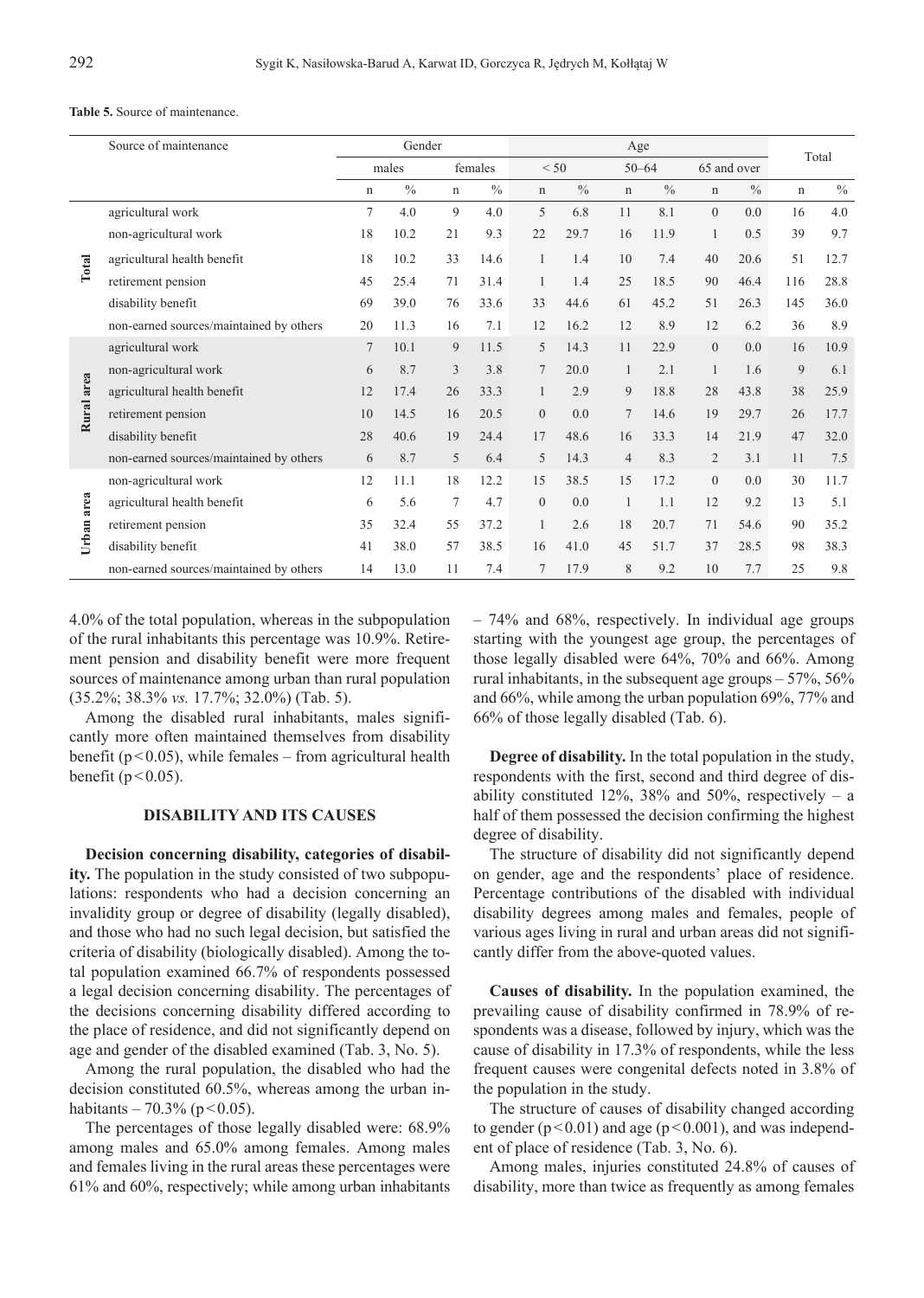**Table 5.** Source of maintenance.

| | Source of maintenance | Gender | | | | Age | | | | | | Total | |
|---|---|---|---|---|---|---|---|---|---|---|---|---|---|
| | | males | | females | | < 50 | | 50–64 | | 65 and over | | | |
| | | n | % | n | % | n | % | n | % | n | % | n | % |
| Total | agricultural work | 7 | 4.0 | 9 | 4.0 | 5 | 6.8 | 11 | 8.1 | 0 | 0.0 | 16 | 4.0 |
| | non-agricultural work | 18 | 10.2 | 21 | 9.3 | 22 | 29.7 | 16 | 11.9 | 1 | 0.5 | 39 | 9.7 |
| | agricultural health benefit | 18 | 10.2 | 33 | 14.6 | 1 | 1.4 | 10 | 7.4 | 40 | 20.6 | 51 | 12.7 |
| | retirement pension | 45 | 25.4 | 71 | 31.4 | 1 | 1.4 | 25 | 18.5 | 90 | 46.4 | 116 | 28.8 |
| | disability benefit | 69 | 39.0 | 76 | 33.6 | 33 | 44.6 | 61 | 45.2 | 51 | 26.3 | 145 | 36.0 |
| | non-earned sources/maintained by others | 20 | 11.3 | 16 | 7.1 | 12 | 16.2 | 12 | 8.9 | 12 | 6.2 | 36 | 8.9 |
| Rural area | agricultural work | 7 | 10.1 | 9 | 11.5 | 5 | 14.3 | 11 | 22.9 | 0 | 0.0 | 16 | 10.9 |
| | non-agricultural work | 6 | 8.7 | 3 | 3.8 | 7 | 20.0 | 1 | 2.1 | 1 | 1.6 | 9 | 6.1 |
| | agricultural health benefit | 12 | 17.4 | 26 | 33.3 | 1 | 2.9 | 9 | 18.8 | 28 | 43.8 | 38 | 25.9 |
| | retirement pension | 10 | 14.5 | 16 | 20.5 | 0 | 0.0 | 7 | 14.6 | 19 | 29.7 | 26 | 17.7 |
| | disability benefit | 28 | 40.6 | 19 | 24.4 | 17 | 48.6 | 16 | 33.3 | 14 | 21.9 | 47 | 32.0 |
| | non-earned sources/maintained by others | 6 | 8.7 | 5 | 6.4 | 5 | 14.3 | 4 | 8.3 | 2 | 3.1 | 11 | 7.5 |
| Urban area | non-agricultural work | 12 | 11.1 | 18 | 12.2 | 15 | 38.5 | 15 | 17.2 | 0 | 0.0 | 30 | 11.7 |
| | agricultural health benefit | 6 | 5.6 | 7 | 4.7 | 0 | 0.0 | 1 | 1.1 | 12 | 9.2 | 13 | 5.1 |
| | retirement pension | 35 | 32.4 | 55 | 37.2 | 1 | 2.6 | 18 | 20.7 | 71 | 54.6 | 90 | 35.2 |
| | disability benefit | 41 | 38.0 | 57 | 38.5 | 16 | 41.0 | 45 | 51.7 | 37 | 28.5 | 98 | 38.3 |
| | non-earned sources/maintained by others | 14 | 13.0 | 11 | 7.4 | 7 | 17.9 | 8 | 9.2 | 10 | 7.7 | 25 | 9.8 |

4.0% of the total population, whereas in the subpopulation of the rural inhabitants this percentage was 10.9%. Retirement pension and disability benefit were more frequent sources of maintenance among urban than rural population (35.2%; 38.3% *vs.* 17.7%; 32.0%) (Tab. 5).

Among the disabled rural inhabitants, males significantly more often maintained themselves from disability benefit ($p<0.05$), while females – from agricultural health benefit ($p<0.05$).

## DISABILITY AND ITS CAUSES

**Decision concerning disability, categories of disability.** The population in the study consisted of two subpopulations: respondents who had a decision concerning an invalidity group or degree of disability (legally disabled), and those who had no such legal decision, but satisfied the criteria of disability (biologically disabled). Among the total population examined 66.7% of respondents possessed a legal decision concerning disability. The percentages of the decisions concerning disability differed according to the place of residence, and did not significantly depend on age and gender of the disabled examined (Tab. 3, No. 5).

Among the rural population, the disabled who had the decision constituted 60.5%, whereas among the urban inhabitants – 70.3% ($p<0.05$).

The percentages of those legally disabled were: 68.9% among males and 65.0% among females. Among males and females living in the rural areas these percentages were 61% and 60%, respectively; while among urban inhabitants – 74% and 68%, respectively. In individual age groups starting with the youngest age group, the percentages of those legally disabled were 64%, 70% and 66%. Among rural inhabitants, in the subsequent age groups – 57%, 56% and 66%, while among the urban population 69%, 77% and 66% of those legally disabled (Tab. 6).

**Degree of disability.** In the total population in the study, respondents with the first, second and third degree of disability constituted 12%, 38% and 50%, respectively – a half of them possessed the decision confirming the highest degree of disability.

The structure of disability did not significantly depend on gender, age and the respondents' place of residence. Percentage contributions of the disabled with individual disability degrees among males and females, people of various ages living in rural and urban areas did not significantly differ from the above-quoted values.

**Causes of disability.** In the population examined, the prevailing cause of disability confirmed in 78.9% of respondents was a disease, followed by injury, which was the cause of disability in 17.3% of respondents, while the less frequent causes were congenital defects noted in 3.8% of the population in the study.

The structure of causes of disability changed according to gender ($p<0.01$) and age ($p<0.001$), and was independent of place of residence (Tab. 3, No. 6).

Among males, injuries constituted 24.8% of causes of disability, more than twice as frequently as among females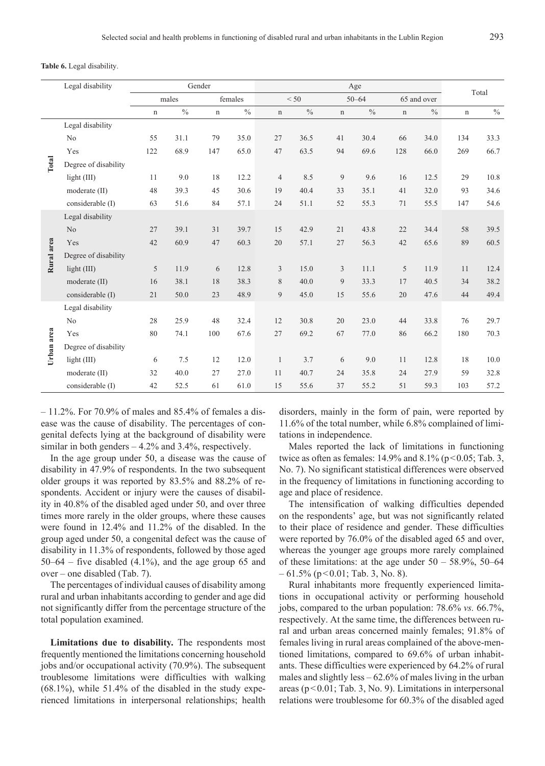**Table 6.** Legal disability.

| | Legal disability | Gender | | | | Age | | | | | | Total | |
|---|---|---|---|---|---|---|---|---|---|---|---|---|---|
| | | males | | females | | < 50 | | 50–64 | | 65 and over | | | |
| | | n | % | n | % | n | % | n | % | n | % | n | % |
| **Total** | Legal disability | | | | | | | | | | | | |
| | No | 55 | 31.1 | 79 | 35.0 | 27 | 36.5 | 41 | 30.4 | 66 | 34.0 | 134 | 33.3 |
| | Yes | 122 | 68.9 | 147 | 65.0 | 47 | 63.5 | 94 | 69.6 | 128 | 66.0 | 269 | 66.7 |
| | Degree of disability | | | | | | | | | | | | |
| | light (III) | 11 | 9.0 | 18 | 12.2 | 4 | 8.5 | 9 | 9.6 | 16 | 12.5 | 29 | 10.8 |
| | moderate (II) | 48 | 39.3 | 45 | 30.6 | 19 | 40.4 | 33 | 35.1 | 41 | 32.0 | 93 | 34.6 |
| | considerable (I) | 63 | 51.6 | 84 | 57.1 | 24 | 51.1 | 52 | 55.3 | 71 | 55.5 | 147 | 54.6 |
| **Rural area** | Legal disability | | | | | | | | | | | | |
| | No | 27 | 39.1 | 31 | 39.7 | 15 | 42.9 | 21 | 43.8 | 22 | 34.4 | 58 | 39.5 |
| | Yes | 42 | 60.9 | 47 | 60.3 | 20 | 57.1 | 27 | 56.3 | 42 | 65.6 | 89 | 60.5 |
| | Degree of disability | | | | | | | | | | | | |
| | light (III) | 5 | 11.9 | 6 | 12.8 | 3 | 15.0 | 3 | 11.1 | 5 | 11.9 | 11 | 12.4 |
| | moderate (II) | 16 | 38.1 | 18 | 38.3 | 8 | 40.0 | 9 | 33.3 | 17 | 40.5 | 34 | 38.2 |
| | considerable (I) | 21 | 50.0 | 23 | 48.9 | 9 | 45.0 | 15 | 55.6 | 20 | 47.6 | 44 | 49.4 |
| **Urban area** | Legal disability | | | | | | | | | | | | |
| | No | 28 | 25.9 | 48 | 32.4 | 12 | 30.8 | 20 | 23.0 | 44 | 33.8 | 76 | 29.7 |
| | Yes | 80 | 74.1 | 100 | 67.6 | 27 | 69.2 | 67 | 77.0 | 86 | 66.2 | 180 | 70.3 |
| | Degree of disability | | | | | | | | | | | | |
| | light (III) | 6 | 7.5 | 12 | 12.0 | 1 | 3.7 | 6 | 9.0 | 11 | 12.8 | 18 | 10.0 |
| | moderate (II) | 32 | 40.0 | 27 | 27.0 | 11 | 40.7 | 24 | 35.8 | 24 | 27.9 | 59 | 32.8 |
| | considerable (I) | 42 | 52.5 | 61 | 61.0 | 15 | 55.6 | 37 | 55.2 | 51 | 59.3 | 103 | 57.2 |

– 11.2%. For 70.9% of males and 85.4% of females a disease was the cause of disability. The percentages of congenital defects lying at the background of disability were similar in both genders – 4.2% and 3.4%, respectively.

In the age group under 50, a disease was the cause of disability in 47.9% of respondents. In the two subsequent older groups it was reported by 83.5% and 88.2% of respondents. Accident or injury were the causes of disability in 40.8% of the disabled aged under 50, and over three times more rarely in the older groups, where these causes were found in 12.4% and 11.2% of the disabled. In the group aged under 50, a congenital defect was the cause of disability in 11.3% of respondents, followed by those aged 50–64 – five disabled (4.1%), and the age group 65 and over – one disabled (Tab. 7).

The percentages of individual causes of disability among rural and urban inhabitants according to gender and age did not significantly differ from the percentage structure of the total population examined.

**Limitations due to disability.** The respondents most frequently mentioned the limitations concerning household jobs and/or occupational activity (70.9%). The subsequent troublesome limitations were difficulties with walking (68.1%), while 51.4% of the disabled in the study experienced limitations in interpersonal relationships; health disorders, mainly in the form of pain, were reported by 11.6% of the total number, while 6.8% complained of limitations in independence.

Males reported the lack of limitations in functioning twice as often as females: 14.9% and 8.1% ($p<0.05$; Tab. 3, No. 7). No significant statistical differences were observed in the frequency of limitations in functioning according to age and place of residence.

The intensification of walking difficulties depended on the respondents' age, but was not significantly related to their place of residence and gender. These difficulties were reported by 76.0% of the disabled aged 65 and over, whereas the younger age groups more rarely complained of these limitations: at the age under 50 – 58.9%, 50–64 – 61.5% ($p<0.01$; Tab. 3, No. 8).

Rural inhabitants more frequently experienced limitations in occupational activity or performing household jobs, compared to the urban population: 78.6% *vs.* 66.7%, respectively. At the same time, the differences between rural and urban areas concerned mainly females; 91.8% of females living in rural areas complained of the above-mentioned limitations, compared to 69.6% of urban inhabitants. These difficulties were experienced by 64.2% of rural males and slightly less – 62.6% of males living in the urban areas ($p<0.01$; Tab. 3, No. 9). Limitations in interpersonal relations were troublesome for 60.3% of the disabled aged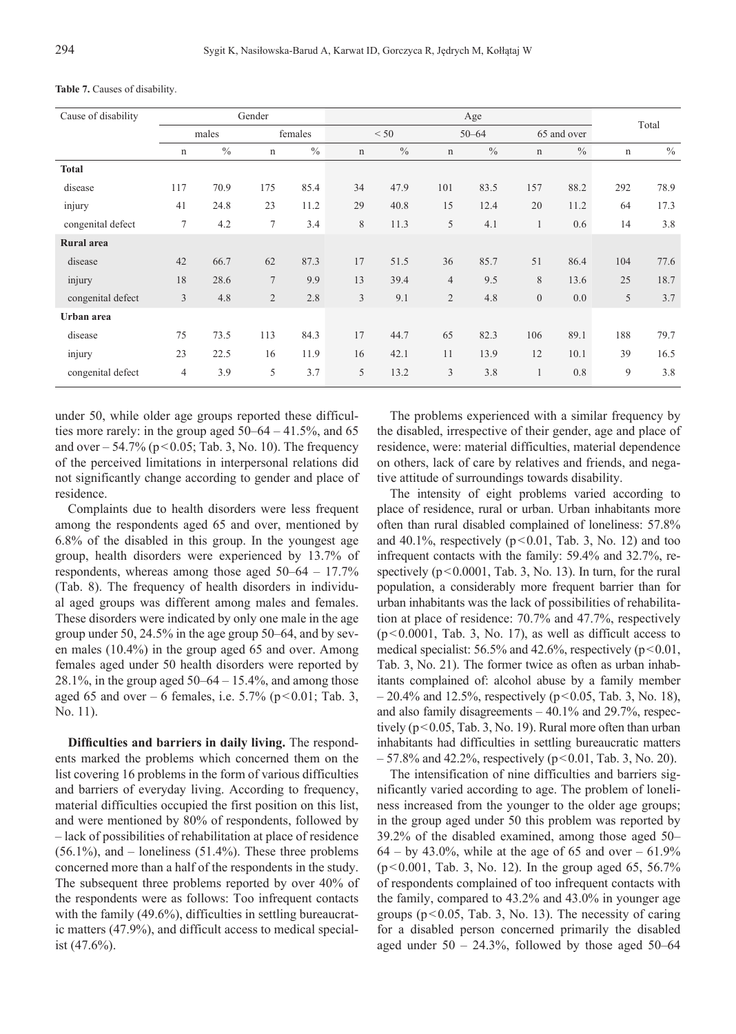**Table 7.** Causes of disability.

| Cause of disability | Gender | | | | Age | | | | | | Total | |
|---|---|---|---|---|---|---|---|---|---|---|---|---|
| | males | | females | | < 50 | | 50–64 | | 65 and over | | | |
| | n | % | n | % | n | % | n | % | n | % | n | % |
| **Total** | | | | | | | | | | | | |
| disease | 117 | 70.9 | 175 | 85.4 | 34 | 47.9 | 101 | 83.5 | 157 | 88.2 | 292 | 78.9 |
| injury | 41 | 24.8 | 23 | 11.2 | 29 | 40.8 | 15 | 12.4 | 20 | 11.2 | 64 | 17.3 |
| congenital defect | 7 | 4.2 | 7 | 3.4 | 8 | 11.3 | 5 | 4.1 | 1 | 0.6 | 14 | 3.8 |
| **Rural area** | | | | | | | | | | | | |
| disease | 42 | 66.7 | 62 | 87.3 | 17 | 51.5 | 36 | 85.7 | 51 | 86.4 | 104 | 77.6 |
| injury | 18 | 28.6 | 7 | 9.9 | 13 | 39.4 | 4 | 9.5 | 8 | 13.6 | 25 | 18.7 |
| congenital defect | 3 | 4.8 | 2 | 2.8 | 3 | 9.1 | 2 | 4.8 | 0 | 0.0 | 5 | 3.7 |
| **Urban area** | | | | | | | | | | | | |
| disease | 75 | 73.5 | 113 | 84.3 | 17 | 44.7 | 65 | 82.3 | 106 | 89.1 | 188 | 79.7 |
| injury | 23 | 22.5 | 16 | 11.9 | 16 | 42.1 | 11 | 13.9 | 12 | 10.1 | 39 | 16.5 |
| congenital defect | 4 | 3.9 | 5 | 3.7 | 5 | 13.2 | 3 | 3.8 | 1 | 0.8 | 9 | 3.8 |

under 50, while older age groups reported these difficulties more rarely: in the group aged 50–64 – 41.5%, and 65 and over – 54.7% ($p<0.05$; Tab. 3, No. 10). The frequency of the perceived limitations in interpersonal relations did not significantly change according to gender and place of residence.

Complaints due to health disorders were less frequent among the respondents aged 65 and over, mentioned by 6.8% of the disabled in this group. In the youngest age group, health disorders were experienced by 13.7% of respondents, whereas among those aged 50–64 – 17.7% (Tab. 8). The frequency of health disorders in individual aged groups was different among males and females. These disorders were indicated by only one male in the age group under 50, 24.5% in the age group 50–64, and by seven males (10.4%) in the group aged 65 and over. Among females aged under 50 health disorders were reported by 28.1%, in the group aged 50–64 – 15.4%, and among those aged 65 and over – 6 females, i.e. 5.7% ($p<0.01$; Tab. 3, No. 11).

**Difficulties and barriers in daily living.** The respondents marked the problems which concerned them on the list covering 16 problems in the form of various difficulties and barriers of everyday living. According to frequency, material difficulties occupied the first position on this list, and were mentioned by 80% of respondents, followed by – lack of possibilities of rehabilitation at place of residence (56.1%), and – loneliness (51.4%). These three problems concerned more than a half of the respondents in the study. The subsequent three problems reported by over 40% of the respondents were as follows: Too infrequent contacts with the family (49.6%), difficulties in settling bureaucratic matters (47.9%), and difficult access to medical specialist (47.6%).

The problems experienced with a similar frequency by the disabled, irrespective of their gender, age and place of residence, were: material difficulties, material dependence on others, lack of care by relatives and friends, and negative attitude of surroundings towards disability.

The intensity of eight problems varied according to place of residence, rural or urban. Urban inhabitants more often than rural disabled complained of loneliness: 57.8% and 40.1%, respectively ($p<0.01$, Tab. 3, No. 12) and too infrequent contacts with the family: 59.4% and 32.7%, respectively ($p<0.0001$, Tab. 3, No. 13). In turn, for the rural population, a considerably more frequent barrier than for urban inhabitants was the lack of possibilities of rehabilitation at place of residence: 70.7% and 47.7%, respectively ($p<0.0001$, Tab. 3, No. 17), as well as difficult access to medical specialist: 56.5% and 42.6%, respectively ($p<0.01$, Tab. 3, No. 21). The former twice as often as urban inhabitants complained of: alcohol abuse by a family member – 20.4% and 12.5%, respectively ($p<0.05$, Tab. 3, No. 18), and also family disagreements – 40.1% and 29.7%, respectively ($p<0.05$, Tab. 3, No. 19). Rural more often than urban inhabitants had difficulties in settling bureaucratic matters – 57.8% and 42.2%, respectively ($p<0.01$, Tab. 3, No. 20).

The intensification of nine difficulties and barriers significantly varied according to age. The problem of loneliness increased from the younger to the older age groups; in the group aged under 50 this problem was reported by 39.2% of the disabled examined, among those aged 50–64 – by 43.0%, while at the age of 65 and over – 61.9% ($p<0.001$, Tab. 3, No. 12). In the group aged 65, 56.7% of respondents complained of too infrequent contacts with the family, compared to 43.2% and 43.0% in younger age groups ($p<0.05$, Tab. 3, No. 13). The necessity of caring for a disabled person concerned primarily the disabled aged under 50 – 24.3%, followed by those aged 50–64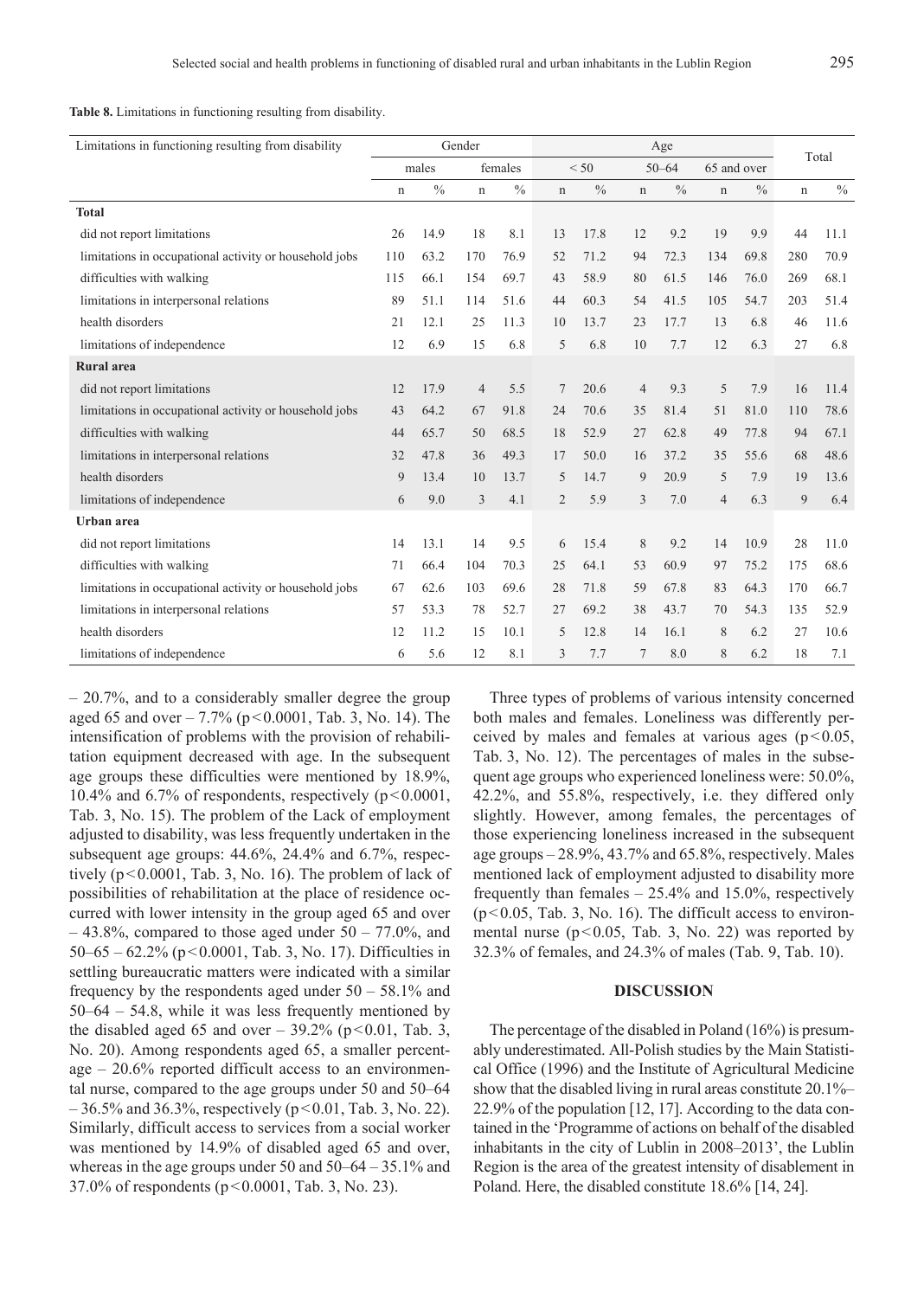**Table 8.** Limitations in functioning resulting from disability.

| Limitations in functioning resulting from disability | Gender | | | | Age | | | | | | Total | |
|---|---|---|---|---|---|---|---|---|---|---|---|---|
| | males | | females | | < 50 | | 50–64 | | 65 and over | | | |
| | n | % | n | % | n | % | n | % | n | % | n | % |
| **Total** | | | | | | | | | | | | |
| did not report limitations | 26 | 14.9 | 18 | 8.1 | 13 | 17.8 | 12 | 9.2 | 19 | 9.9 | 44 | 11.1 |
| limitations in occupational activity or household jobs | 110 | 63.2 | 170 | 76.9 | 52 | 71.2 | 94 | 72.3 | 134 | 69.8 | 280 | 70.9 |
| difficulties with walking | 115 | 66.1 | 154 | 69.7 | 43 | 58.9 | 80 | 61.5 | 146 | 76.0 | 269 | 68.1 |
| limitations in interpersonal relations | 89 | 51.1 | 114 | 51.6 | 44 | 60.3 | 54 | 41.5 | 105 | 54.7 | 203 | 51.4 |
| health disorders | 21 | 12.1 | 25 | 11.3 | 10 | 13.7 | 23 | 17.7 | 13 | 6.8 | 46 | 11.6 |
| limitations of independence | 12 | 6.9 | 15 | 6.8 | 5 | 6.8 | 10 | 7.7 | 12 | 6.3 | 27 | 6.8 |
| **Rural area** | | | | | | | | | | | | |
| did not report limitations | 12 | 17.9 | 4 | 5.5 | 7 | 20.6 | 4 | 9.3 | 5 | 7.9 | 16 | 11.4 |
| limitations in occupational activity or household jobs | 43 | 64.2 | 67 | 91.8 | 24 | 70.6 | 35 | 81.4 | 51 | 81.0 | 110 | 78.6 |
| difficulties with walking | 44 | 65.7 | 50 | 68.5 | 18 | 52.9 | 27 | 62.8 | 49 | 77.8 | 94 | 67.1 |
| limitations in interpersonal relations | 32 | 47.8 | 36 | 49.3 | 17 | 50.0 | 16 | 37.2 | 35 | 55.6 | 68 | 48.6 |
| health disorders | 9 | 13.4 | 10 | 13.7 | 5 | 14.7 | 9 | 20.9 | 5 | 7.9 | 19 | 13.6 |
| limitations of independence | 6 | 9.0 | 3 | 4.1 | 2 | 5.9 | 3 | 7.0 | 4 | 6.3 | 9 | 6.4 |
| **Urban area** | | | | | | | | | | | | |
| did not report limitations | 14 | 13.1 | 14 | 9.5 | 6 | 15.4 | 8 | 9.2 | 14 | 10.9 | 28 | 11.0 |
| difficulties with walking | 71 | 66.4 | 104 | 70.3 | 25 | 64.1 | 53 | 60.9 | 97 | 75.2 | 175 | 68.6 |
| limitations in occupational activity or household jobs | 67 | 62.6 | 103 | 69.6 | 28 | 71.8 | 59 | 67.8 | 83 | 64.3 | 170 | 66.7 |
| limitations in interpersonal relations | 57 | 53.3 | 78 | 52.7 | 27 | 69.2 | 38 | 43.7 | 70 | 54.3 | 135 | 52.9 |
| health disorders | 12 | 11.2 | 15 | 10.1 | 5 | 12.8 | 14 | 16.1 | 8 | 6.2 | 27 | 10.6 |
| limitations of independence | 6 | 5.6 | 12 | 8.1 | 3 | 7.7 | 7 | 8.0 | 8 | 6.2 | 18 | 7.1 |

– 20.7%, and to a considerably smaller degree the group aged 65 and over – 7.7% ($p < 0.0001$, Tab. 3, No. 14). The intensification of problems with the provision of rehabilitation equipment decreased with age. In the subsequent age groups these difficulties were mentioned by 18.9%, 10.4% and 6.7% of respondents, respectively ($p < 0.0001$, Tab. 3, No. 15). The problem of the Lack of employment adjusted to disability, was less frequently undertaken in the subsequent age groups: 44.6%, 24.4% and 6.7%, respectively ($p < 0.0001$, Tab. 3, No. 16). The problem of lack of possibilities of rehabilitation at the place of residence occurred with lower intensity in the group aged 65 and over – 43.8%, compared to those aged under 50 – 77.0%, and 50–65 – 62.2% ($p < 0.0001$, Tab. 3, No. 17). Difficulties in settling bureaucratic matters were indicated with a similar frequency by the respondents aged under 50 – 58.1% and 50–64 – 54.8, while it was less frequently mentioned by the disabled aged 65 and over – 39.2% ($p < 0.01$, Tab. 3, No. 20). Among respondents aged 65, a smaller percentage – 20.6% reported difficult access to an environmental nurse, compared to the age groups under 50 and 50–64 – 36.5% and 36.3%, respectively ($p < 0.01$, Tab. 3, No. 22). Similarly, difficult access to services from a social worker was mentioned by 14.9% of disabled aged 65 and over, whereas in the age groups under 50 and 50–64 – 35.1% and 37.0% of respondents ($p < 0.0001$, Tab. 3, No. 23).

Three types of problems of various intensity concerned both males and females. Loneliness was differently perceived by males and females at various ages ($p < 0.05$, Tab. 3, No. 12). The percentages of males in the subsequent age groups who experienced loneliness were: 50.0%, 42.2%, and 55.8%, respectively, i.e. they differed only slightly. However, among females, the percentages of those experiencing loneliness increased in the subsequent age groups – 28.9%, 43.7% and 65.8%, respectively. Males mentioned lack of employment adjusted to disability more frequently than females – 25.4% and 15.0%, respectively ($p < 0.05$, Tab. 3, No. 16). The difficult access to environmental nurse ($p < 0.05$, Tab. 3, No. 22) was reported by 32.3% of females, and 24.3% of males (Tab. 9, Tab. 10).

## DISCUSSION

The percentage of the disabled in Poland (16%) is presumably underestimated. All-Polish studies by the Main Statistical Office (1996) and the Institute of Agricultural Medicine show that the disabled living in rural areas constitute 20.1%–22.9% of the population [12, 17]. According to the data contained in the 'Programme of actions on behalf of the disabled inhabitants in the city of Lublin in 2008–2013', the Lublin Region is the area of the greatest intensity of disablement in Poland. Here, the disabled constitute 18.6% [14, 24].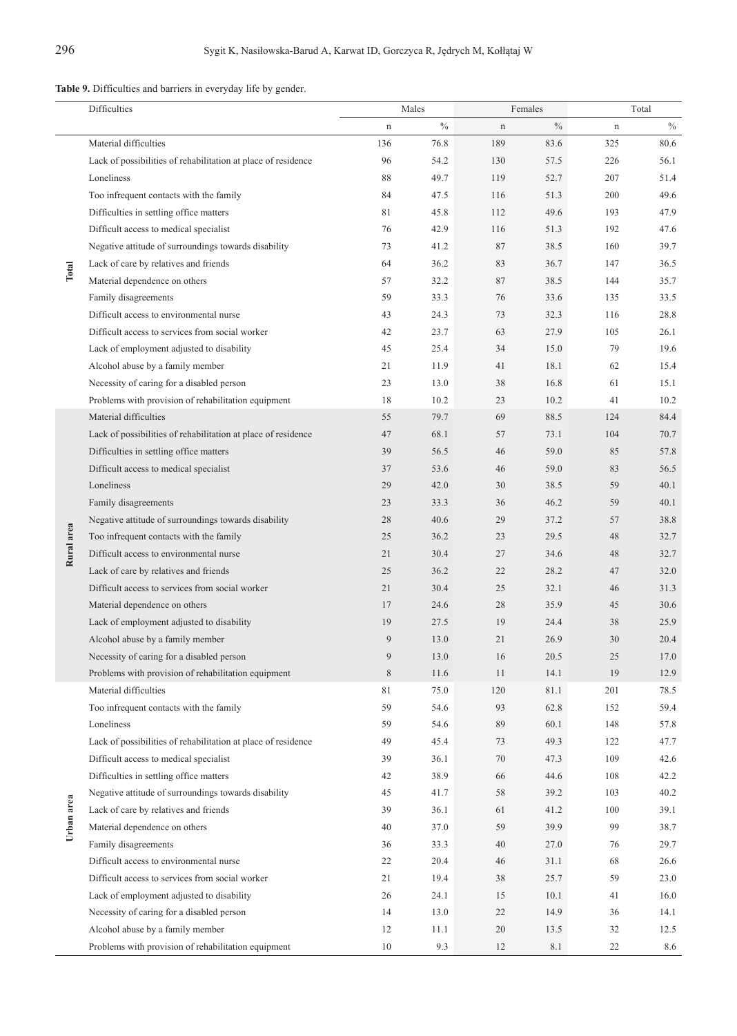**Table 9.** Difficulties and barriers in everyday life by gender.

| | Difficulties | Males | | Females | | Total | |
|---|---|---|---|---|---|---|---|
| | | n | % | n | % | n | % |
| Total | Material difficulties | 136 | 76.8 | 189 | 83.6 | 325 | 80.6 |
| | Lack of possibilities of rehabilitation at place of residence | 96 | 54.2 | 130 | 57.5 | 226 | 56.1 |
| | Loneliness | 88 | 49.7 | 119 | 52.7 | 207 | 51.4 |
| | Too infrequent contacts with the family | 84 | 47.5 | 116 | 51.3 | 200 | 49.6 |
| | Difficulties in settling office matters | 81 | 45.8 | 112 | 49.6 | 193 | 47.9 |
| | Difficult access to medical specialist | 76 | 42.9 | 116 | 51.3 | 192 | 47.6 |
| | Negative attitude of surroundings towards disability | 73 | 41.2 | 87 | 38.5 | 160 | 39.7 |
| | Lack of care by relatives and friends | 64 | 36.2 | 83 | 36.7 | 147 | 36.5 |
| | Material dependence on others | 57 | 32.2 | 87 | 38.5 | 144 | 35.7 |
| | Family disagreements | 59 | 33.3 | 76 | 33.6 | 135 | 33.5 |
| | Difficult access to environmental nurse | 43 | 24.3 | 73 | 32.3 | 116 | 28.8 |
| | Difficult access to services from social worker | 42 | 23.7 | 63 | 27.9 | 105 | 26.1 |
| | Lack of employment adjusted to disability | 45 | 25.4 | 34 | 15.0 | 79 | 19.6 |
| | Alcohol abuse by a family member | 21 | 11.9 | 41 | 18.1 | 62 | 15.4 |
| | Necessity of caring for a disabled person | 23 | 13.0 | 38 | 16.8 | 61 | 15.1 |
| | Problems with provision of rehabilitation equipment | 18 | 10.2 | 23 | 10.2 | 41 | 10.2 |
| Rural area | Material difficulties | 55 | 79.7 | 69 | 88.5 | 124 | 84.4 |
| | Lack of possibilities of rehabilitation at place of residence | 47 | 68.1 | 57 | 73.1 | 104 | 70.7 |
| | Difficulties in settling office matters | 39 | 56.5 | 46 | 59.0 | 85 | 57.8 |
| | Difficult access to medical specialist | 37 | 53.6 | 46 | 59.0 | 83 | 56.5 |
| | Loneliness | 29 | 42.0 | 30 | 38.5 | 59 | 40.1 |
| | Family disagreements | 23 | 33.3 | 36 | 46.2 | 59 | 40.1 |
| | Negative attitude of surroundings towards disability | 28 | 40.6 | 29 | 37.2 | 57 | 38.8 |
| | Too infrequent contacts with the family | 25 | 36.2 | 23 | 29.5 | 48 | 32.7 |
| | Difficult access to environmental nurse | 21 | 30.4 | 27 | 34.6 | 48 | 32.7 |
| | Lack of care by relatives and friends | 25 | 36.2 | 22 | 28.2 | 47 | 32.0 |
| | Difficult access to services from social worker | 21 | 30.4 | 25 | 32.1 | 46 | 31.3 |
| | Material dependence on others | 17 | 24.6 | 28 | 35.9 | 45 | 30.6 |
| | Lack of employment adjusted to disability | 19 | 27.5 | 19 | 24.4 | 38 | 25.9 |
| | Alcohol abuse by a family member | 9 | 13.0 | 21 | 26.9 | 30 | 20.4 |
| | Necessity of caring for a disabled person | 9 | 13.0 | 16 | 20.5 | 25 | 17.0 |
| | Problems with provision of rehabilitation equipment | 8 | 11.6 | 11 | 14.1 | 19 | 12.9 |
| Urban area | Material difficulties | 81 | 75.0 | 120 | 81.1 | 201 | 78.5 |
| | Too infrequent contacts with the family | 59 | 54.6 | 93 | 62.8 | 152 | 59.4 |
| | Loneliness | 59 | 54.6 | 89 | 60.1 | 148 | 57.8 |
| | Lack of possibilities of rehabilitation at place of residence | 49 | 45.4 | 73 | 49.3 | 122 | 47.7 |
| | Difficult access to medical specialist | 39 | 36.1 | 70 | 47.3 | 109 | 42.6 |
| | Difficulties in settling office matters | 42 | 38.9 | 66 | 44.6 | 108 | 42.2 |
| | Negative attitude of surroundings towards disability | 45 | 41.7 | 58 | 39.2 | 103 | 40.2 |
| | Lack of care by relatives and friends | 39 | 36.1 | 61 | 41.2 | 100 | 39.1 |
| | Material dependence on others | 40 | 37.0 | 59 | 39.9 | 99 | 38.7 |
| | Family disagreements | 36 | 33.3 | 40 | 27.0 | 76 | 29.7 |
| | Difficult access to environmental nurse | 22 | 20.4 | 46 | 31.1 | 68 | 26.6 |
| | Difficult access to services from social worker | 21 | 19.4 | 38 | 25.7 | 59 | 23.0 |
| | Lack of employment adjusted to disability | 26 | 24.1 | 15 | 10.1 | 41 | 16.0 |
| | Necessity of caring for a disabled person | 14 | 13.0 | 22 | 14.9 | 36 | 14.1 |
| | Alcohol abuse by a family member | 12 | 11.1 | 20 | 13.5 | 32 | 12.5 |
| | Problems with provision of rehabilitation equipment | 10 | 9.3 | 12 | 8.1 | 22 | 8.6 |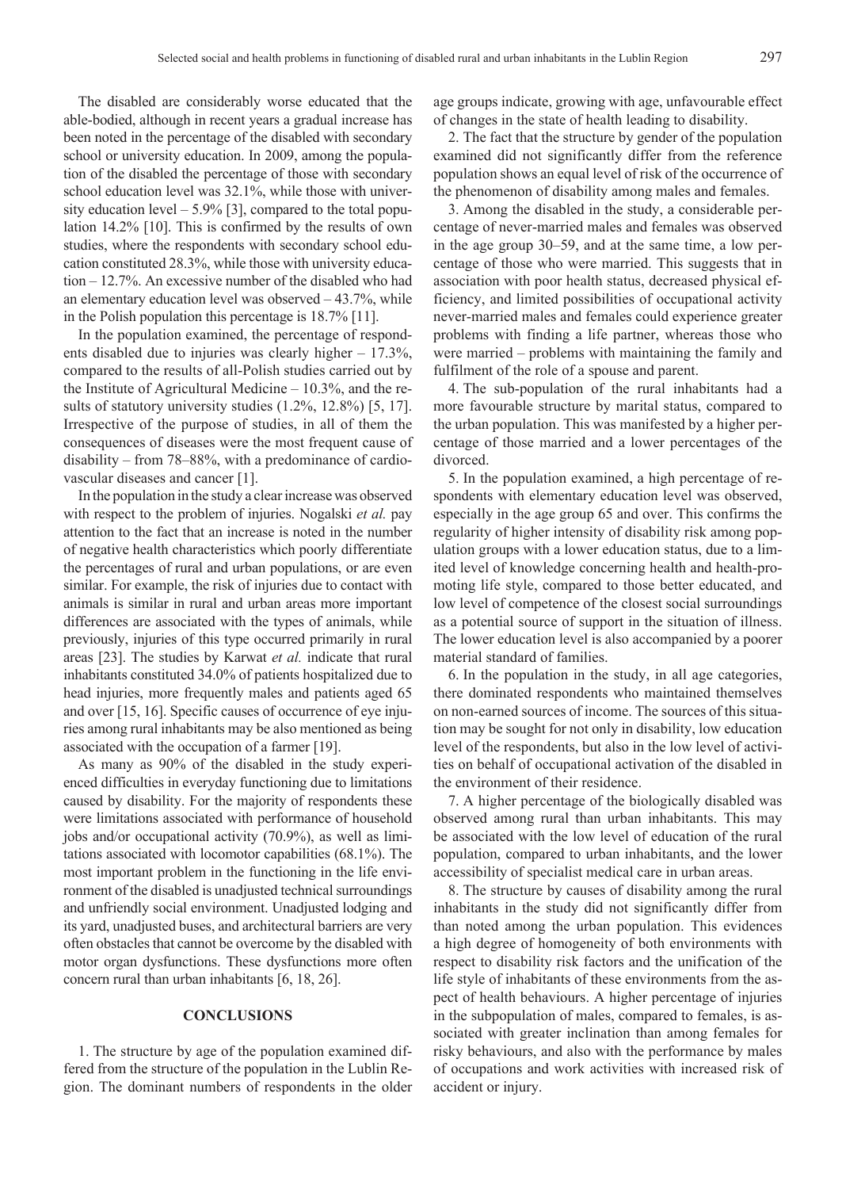The disabled are considerably worse educated that the able-bodied, although in recent years a gradual increase has been noted in the percentage of the disabled with secondary school or university education. In 2009, among the population of the disabled the percentage of those with secondary school education level was 32.1%, while those with university education level – 5.9% [3], compared to the total population 14.2% [10]. This is confirmed by the results of own studies, where the respondents with secondary school education constituted 28.3%, while those with university education – 12.7%. An excessive number of the disabled who had an elementary education level was observed – 43.7%, while in the Polish population this percentage is 18.7% [11].

In the population examined, the percentage of respondents disabled due to injuries was clearly higher – 17.3%, compared to the results of all-Polish studies carried out by the Institute of Agricultural Medicine – 10.3%, and the results of statutory university studies (1.2%, 12.8%) [5, 17]. Irrespective of the purpose of studies, in all of them the consequences of diseases were the most frequent cause of disability – from 78–88%, with a predominance of cardiovascular diseases and cancer [1].

In the population in the study a clear increase was observed with respect to the problem of injuries. Nogalski *et al.* pay attention to the fact that an increase is noted in the number of negative health characteristics which poorly differentiate the percentages of rural and urban populations, or are even similar. For example, the risk of injuries due to contact with animals is similar in rural and urban areas more important differences are associated with the types of animals, while previously, injuries of this type occurred primarily in rural areas [23]. The studies by Karwat *et al.* indicate that rural inhabitants constituted 34.0% of patients hospitalized due to head injuries, more frequently males and patients aged 65 and over [15, 16]. Specific causes of occurrence of eye injuries among rural inhabitants may be also mentioned as being associated with the occupation of a farmer [19].

As many as 90% of the disabled in the study experienced difficulties in everyday functioning due to limitations caused by disability. For the majority of respondents these were limitations associated with performance of household jobs and/or occupational activity (70.9%), as well as limitations associated with locomotor capabilities (68.1%). The most important problem in the functioning in the life environment of the disabled is unadjusted technical surroundings and unfriendly social environment. Unadjusted lodging and its yard, unadjusted buses, and architectural barriers are very often obstacles that cannot be overcome by the disabled with motor organ dysfunctions. These dysfunctions more often concern rural than urban inhabitants [6, 18, 26].

## CONCLUSIONS

1. The structure by age of the population examined differed from the structure of the population in the Lublin Region. The dominant numbers of respondents in the older age groups indicate, growing with age, unfavourable effect of changes in the state of health leading to disability.

2. The fact that the structure by gender of the population examined did not significantly differ from the reference population shows an equal level of risk of the occurrence of the phenomenon of disability among males and females.

3. Among the disabled in the study, a considerable percentage of never-married males and females was observed in the age group 30–59, and at the same time, a low percentage of those who were married. This suggests that in association with poor health status, decreased physical efficiency, and limited possibilities of occupational activity never-married males and females could experience greater problems with finding a life partner, whereas those who were married – problems with maintaining the family and fulfilment of the role of a spouse and parent.

4. The sub-population of the rural inhabitants had a more favourable structure by marital status, compared to the urban population. This was manifested by a higher percentage of those married and a lower percentages of the divorced.

5. In the population examined, a high percentage of respondents with elementary education level was observed, especially in the age group 65 and over. This confirms the regularity of higher intensity of disability risk among population groups with a lower education status, due to a limited level of knowledge concerning health and health-promoting life style, compared to those better educated, and low level of competence of the closest social surroundings as a potential source of support in the situation of illness. The lower education level is also accompanied by a poorer material standard of families.

6. In the population in the study, in all age categories, there dominated respondents who maintained themselves on non-earned sources of income. The sources of this situation may be sought for not only in disability, low education level of the respondents, but also in the low level of activities on behalf of occupational activation of the disabled in the environment of their residence.

7. A higher percentage of the biologically disabled was observed among rural than urban inhabitants. This may be associated with the low level of education of the rural population, compared to urban inhabitants, and the lower accessibility of specialist medical care in urban areas.

8. The structure by causes of disability among the rural inhabitants in the study did not significantly differ from than noted among the urban population. This evidences a high degree of homogeneity of both environments with respect to disability risk factors and the unification of the life style of inhabitants of these environments from the aspect of health behaviours. A higher percentage of injuries in the subpopulation of males, compared to females, is associated with greater inclination than among females for risky behaviours, and also with the performance by males of occupations and work activities with increased risk of accident or injury.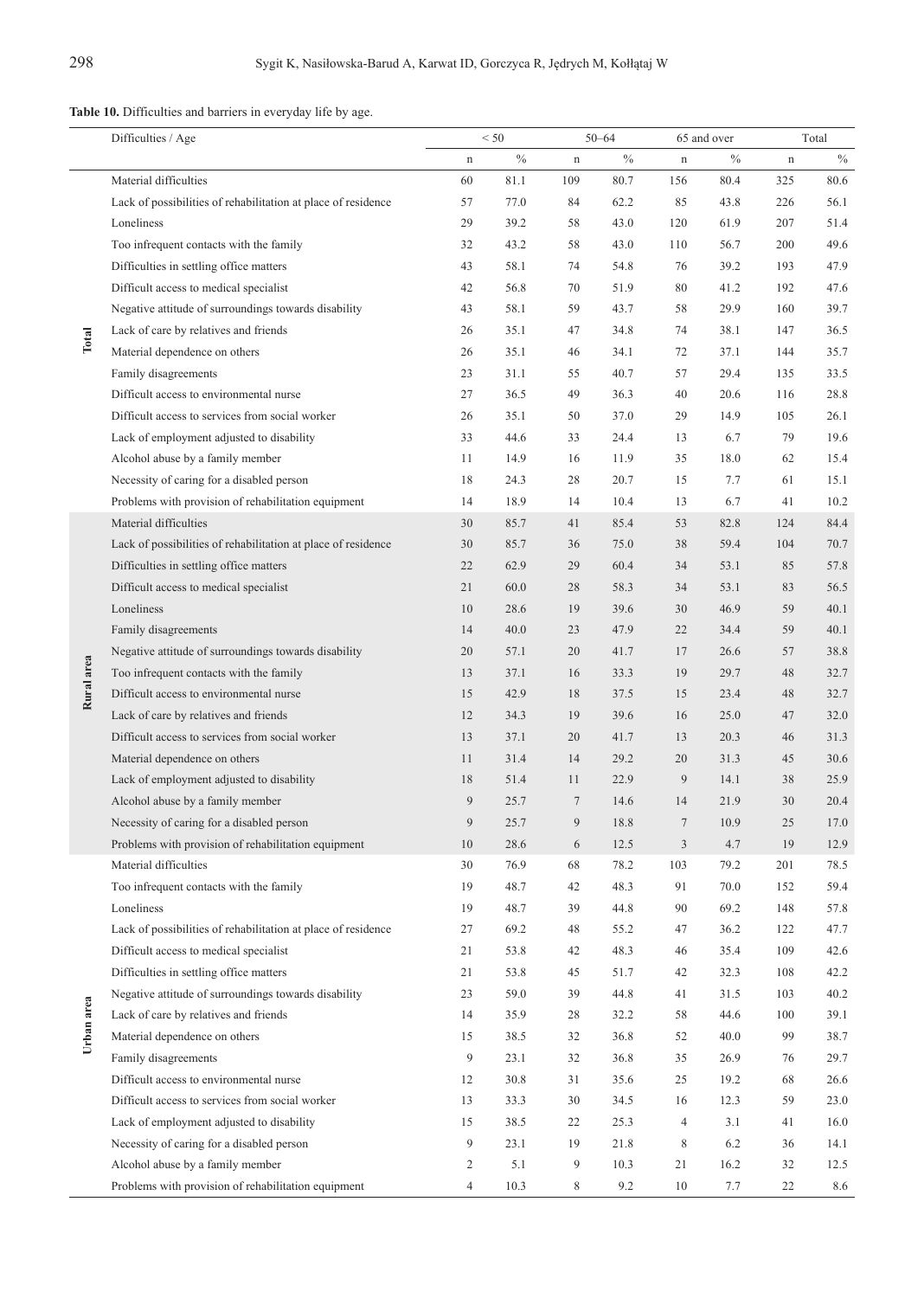**Table 10.** Difficulties and barriers in everyday life by age.

| | Difficulties / Age | < 50 | | 50–64 | | 65 and over | | Total | |
|---|---|---|---|---|---|---|---|---|---|
| | | n | % | n | % | n | % | n | % |
| Total | Material difficulties | 60 | 81.1 | 109 | 80.7 | 156 | 80.4 | 325 | 80.6 |
| | Lack of possibilities of rehabilitation at place of residence | 57 | 77.0 | 84 | 62.2 | 85 | 43.8 | 226 | 56.1 |
| | Loneliness | 29 | 39.2 | 58 | 43.0 | 120 | 61.9 | 207 | 51.4 |
| | Too infrequent contacts with the family | 32 | 43.2 | 58 | 43.0 | 110 | 56.7 | 200 | 49.6 |
| | Difficulties in settling office matters | 43 | 58.1 | 74 | 54.8 | 76 | 39.2 | 193 | 47.9 |
| | Difficult access to medical specialist | 42 | 56.8 | 70 | 51.9 | 80 | 41.2 | 192 | 47.6 |
| | Negative attitude of surroundings towards disability | 43 | 58.1 | 59 | 43.7 | 58 | 29.9 | 160 | 39.7 |
| | Lack of care by relatives and friends | 26 | 35.1 | 47 | 34.8 | 74 | 38.1 | 147 | 36.5 |
| | Material dependence on others | 26 | 35.1 | 46 | 34.1 | 72 | 37.1 | 144 | 35.7 |
| | Family disagreements | 23 | 31.1 | 55 | 40.7 | 57 | 29.4 | 135 | 33.5 |
| | Difficult access to environmental nurse | 27 | 36.5 | 49 | 36.3 | 40 | 20.6 | 116 | 28.8 |
| | Difficult access to services from social worker | 26 | 35.1 | 50 | 37.0 | 29 | 14.9 | 105 | 26.1 |
| | Lack of employment adjusted to disability | 33 | 44.6 | 33 | 24.4 | 13 | 6.7 | 79 | 19.6 |
| | Alcohol abuse by a family member | 11 | 14.9 | 16 | 11.9 | 35 | 18.0 | 62 | 15.4 |
| | Necessity of caring for a disabled person | 18 | 24.3 | 28 | 20.7 | 15 | 7.7 | 61 | 15.1 |
| | Problems with provision of rehabilitation equipment | 14 | 18.9 | 14 | 10.4 | 13 | 6.7 | 41 | 10.2 |
| Rural area | Material difficulties | 30 | 85.7 | 41 | 85.4 | 53 | 82.8 | 124 | 84.4 |
| | Lack of possibilities of rehabilitation at place of residence | 30 | 85.7 | 36 | 75.0 | 38 | 59.4 | 104 | 70.7 |
| | Difficulties in settling office matters | 22 | 62.9 | 29 | 60.4 | 34 | 53.1 | 85 | 57.8 |
| | Difficult access to medical specialist | 21 | 60.0 | 28 | 58.3 | 34 | 53.1 | 83 | 56.5 |
| | Loneliness | 10 | 28.6 | 19 | 39.6 | 30 | 46.9 | 59 | 40.1 |
| | Family disagreements | 14 | 40.0 | 23 | 47.9 | 22 | 34.4 | 59 | 40.1 |
| | Negative attitude of surroundings towards disability | 20 | 57.1 | 20 | 41.7 | 17 | 26.6 | 57 | 38.8 |
| | Too infrequent contacts with the family | 13 | 37.1 | 16 | 33.3 | 19 | 29.7 | 48 | 32.7 |
| | Difficult access to environmental nurse | 15 | 42.9 | 18 | 37.5 | 15 | 23.4 | 48 | 32.7 |
| | Lack of care by relatives and friends | 12 | 34.3 | 19 | 39.6 | 16 | 25.0 | 47 | 32.0 |
| | Difficult access to services from social worker | 13 | 37.1 | 20 | 41.7 | 13 | 20.3 | 46 | 31.3 |
| | Material dependence on others | 11 | 31.4 | 14 | 29.2 | 20 | 31.3 | 45 | 30.6 |
| | Lack of employment adjusted to disability | 18 | 51.4 | 11 | 22.9 | 9 | 14.1 | 38 | 25.9 |
| | Alcohol abuse by a family member | 9 | 25.7 | 7 | 14.6 | 14 | 21.9 | 30 | 20.4 |
| | Necessity of caring for a disabled person | 9 | 25.7 | 9 | 18.8 | 7 | 10.9 | 25 | 17.0 |
| | Problems with provision of rehabilitation equipment | 10 | 28.6 | 6 | 12.5 | 3 | 4.7 | 19 | 12.9 |
| Urban area | Material difficulties | 30 | 76.9 | 68 | 78.2 | 103 | 79.2 | 201 | 78.5 |
| | Too infrequent contacts with the family | 19 | 48.7 | 42 | 48.3 | 91 | 70.0 | 152 | 59.4 |
| | Loneliness | 19 | 48.7 | 39 | 44.8 | 90 | 69.2 | 148 | 57.8 |
| | Lack of possibilities of rehabilitation at place of residence | 27 | 69.2 | 48 | 55.2 | 47 | 36.2 | 122 | 47.7 |
| | Difficult access to medical specialist | 21 | 53.8 | 42 | 48.3 | 46 | 35.4 | 109 | 42.6 |
| | Difficulties in settling office matters | 21 | 53.8 | 45 | 51.7 | 42 | 32.3 | 108 | 42.2 |
| | Negative attitude of surroundings towards disability | 23 | 59.0 | 39 | 44.8 | 41 | 31.5 | 103 | 40.2 |
| | Lack of care by relatives and friends | 14 | 35.9 | 28 | 32.2 | 58 | 44.6 | 100 | 39.1 |
| | Material dependence on others | 15 | 38.5 | 32 | 36.8 | 52 | 40.0 | 99 | 38.7 |
| | Family disagreements | 9 | 23.1 | 32 | 36.8 | 35 | 26.9 | 76 | 29.7 |
| | Difficult access to environmental nurse | 12 | 30.8 | 31 | 35.6 | 25 | 19.2 | 68 | 26.6 |
| | Difficult access to services from social worker | 13 | 33.3 | 30 | 34.5 | 16 | 12.3 | 59 | 23.0 |
| | Lack of employment adjusted to disability | 15 | 38.5 | 22 | 25.3 | 4 | 3.1 | 41 | 16.0 |
| | Necessity of caring for a disabled person | 9 | 23.1 | 19 | 21.8 | 8 | 6.2 | 36 | 14.1 |
| | Alcohol abuse by a family member | 2 | 5.1 | 9 | 10.3 | 21 | 16.2 | 32 | 12.5 |
| | Problems with provision of rehabilitation equipment | 4 | 10.3 | 8 | 9.2 | 10 | 7.7 | 22 | 8.6 |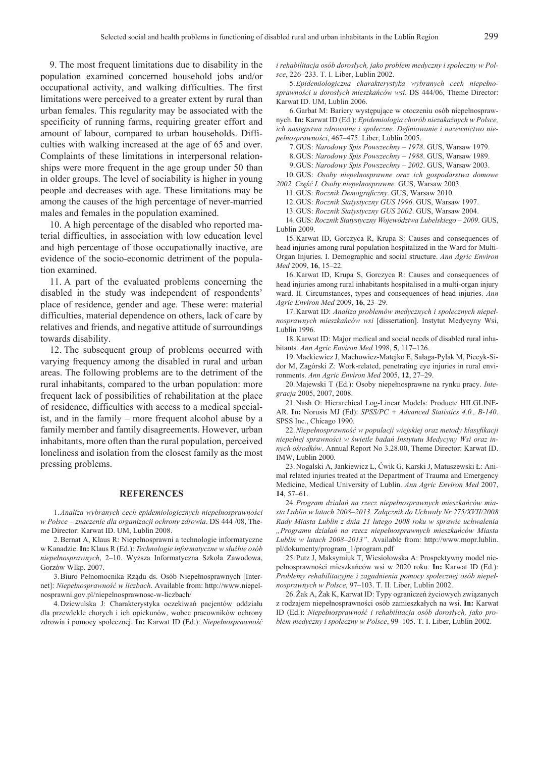9. The most frequent limitations due to disability in the population examined concerned household jobs and/or occupational activity, and walking difficulties. The first limitations were perceived to a greater extent by rural than urban females. This regularity may be associated with the specificity of running farms, requiring greater effort and amount of labour, compared to urban households. Difficulties with walking increased at the age of 65 and over. Complaints of these limitations in interpersonal relationships were more frequent in the age group under 50 than in older groups. The level of sociability is higher in young people and decreases with age. These limitations may be among the causes of the high percentage of never-married males and females in the population examined.

10. A high percentage of the disabled who reported material difficulties, in association with low education level and high percentage of those occupationally inactive, are evidence of the socio-economic detriment of the population examined.

11. A part of the evaluated problems concerning the disabled in the study was independent of respondents' place of residence, gender and age. These were: material difficulties, material dependence on others, lack of care by relatives and friends, and negative attitude of surroundings towards disability.

12. The subsequent group of problems occurred with varying frequency among the disabled in rural and urban areas. The following problems are to the detriment of the rural inhabitants, compared to the urban population: more frequent lack of possibilities of rehabilitation at the place of residence, difficulties with access to a medical specialist, and in the family – more frequent alcohol abuse by a family member and family disagreements. However, urban inhabitants, more often than the rural population, perceived loneliness and isolation from the closest family as the most pressing problems.

## REFERENCES

1. *Analiza wybranych cech epidemiologicznych niepełnosprawności w Polsce – znaczenie dla organizacji ochrony zdrowia*. DS 444 /08, Theme Director: Karwat ID. UM, Lublin 2008.

2. Bernat A, Klaus R: Niepełnosprawni a technologie informatyczne w Kanadzie. **In:** Klaus R (Ed.): *Technologie informatyczne w służbie osób niepełnosprawnych*, 2–10. Wyższa Informatyczna Szkoła Zawodowa, Gorzów Wlkp. 2007.

3. Biuro Pełnomocnika Rządu ds. Osób Niepełnosprawnych [Internet]: *Niepełnosprawność w liczbach*. Available from: http://www.niepelnosprawni.gov.pl/niepelnosprawnosc-w-liczbach/

4. Dziewulska J: Charakterystyka oczekiwań pacjentów oddziału dla przewlekle chorych i ich opiekunów, wobec pracowników ochrony zdrowia i pomocy społecznej. **In:** Karwat ID (Ed.): *Niepełnosprawność i rehabilitacja osób dorosłych, jako problem medyczny i społeczny w Polsce*, 226–233. T. I. Liber, Lublin 2002.

5. *Epidemiologiczna charakterystyka wybranych cech niepełnosprawności u dorosłych mieszkańców wsi.* DS 444/06, Theme Director: Karwat ID. UM, Lublin 2006.

6. Garbat M: Bariery występujące w otoczeniu osób niepełnosprawnych. **In:** Karwat ID (Ed.): *Epidemiologia chorób niezakaźnych w Polsce, ich następstwa zdrowotne i społeczne. Definiowanie i nazewnictwo niepełnosprawności*, 467–475. Liber, Lublin 2005.

7. GUS: *Narodowy Spis Powszechny – 1978*. GUS, Warsaw 1979.

8. GUS: *Narodowy Spis Powszechny – 1988*. GUS, Warsaw 1989.

9. GUS: *Narodowy Spis Powszechny – 2002*. GUS, Warsaw 2003.

10. GUS: *Osoby niepełnosprawne oraz ich gospodarstwa domowe 2002. Część I. Osoby niepełnosprawne.* GUS, Warsaw 2003.

11. GUS: *Rocznik Demograficzny*. GUS, Warsaw 2010.

12. GUS: *Rocznik Statystyczny GUS 1996*. GUS, Warsaw 1997.

13. GUS: *Rocznik Statystyczny GUS 2002*. GUS, Warsaw 2004.

14. GUS: *Rocznik Statystyczny Województwa Lubelskiego – 2009*. GUS, Lublin 2009.

15. Karwat ID, Gorczyca R, Krupa S: Causes and consequences of head injuries among rural population hospitalized in the Ward for Multi-Organ Injuries. I. Demographic and social structure. *Ann Agric Environ Med* 2009, **16**, 15–22.

16. Karwat ID, Krupa S, Gorczyca R: Causes and consequences of head injuries among rural inhabitants hospitalised in a multi-organ injury ward. II. Circumstances, types and consequences of head injuries. *Ann Agric Environ Med* 2009, **16**, 23–29.

17. Karwat ID: *Analiza problemów medycznych i społecznych niepełnosprawnych mieszkańców wsi* [dissertation]. Instytut Medycyny Wsi, Lublin 1996.

18. Karwat ID: Major medical and social needs of disabled rural inhabitants. *Ann Agric Environ Med* 1998, **5**, 117–126.

19. Mackiewicz J, Machowicz-Matejko E, Sałaga-Pylak M, Piecyk-Sidor M, Zagórski Z: Work-related, penetrating eye injuries in rural environments. *Ann Agric Environ Med* 2005, **12**, 27–29.

20. Majewski T (Ed.): Osoby niepełnosprawne na rynku pracy. *Integracja* 2005, 2007, 2008.

21. Nash O: Hierarchical Log-Linear Models: Producte HILGLINEAR. **In:** Norusis MJ (Ed): *SPSS/PC + Advanced Statistics 4.0., B-140*. SPSS Inc., Chicago 1990.

22. *Niepełnosprawność w populacji wiejskiej oraz metody klasyfikacji niepełnej sprawności w świetle badań Instytutu Medycyny Wsi oraz innych ośrodków*. Annual Report No 3.28.00, Theme Director: Karwat ID. IMW, Lublin 2000.

23. Nogalski A, Jankiewicz L, Ćwik G, Karski J, Matuszewski Ł: Animal related injuries treated at the Department of Trauma and Emergency Medicine, Medical University of Lublin. *Ann Agric Environ Med* 2007, **14**, 57–61.

24. *Program działań na rzecz niepełnosprawnych mieszkańców miasta Lublin w latach 2008–2013. Załącznik do Uchwały Nr 275/XVII/2008 Rady Miasta Lublin z dnia 21 lutego 2008 roku w sprawie uchwalenia „Programu działań na rzecz niepełnosprawnych mieszkańców Miasta Lublin w latach 2008–2013"*. Available from: http://www.mopr.lublin.pl/dokumenty/program_1/program.pdf

25. Putz J, Maksymiuk T, Wiesiołowska A: Prospektywny model niepełnosprawności mieszkańców wsi w 2020 roku. **In:** Karwat ID (Ed.): *Problemy rehabilitacyjne i zagadnienia pomocy społecznej osób niepełnosprawnych w Polsce*, 97–103. T. II. Liber, Lublin 2002.

26. Żak A, Żak K, Karwat ID: Typy ograniczeń życiowych związanych z rodzajem niepełnosprawności osób zamieszkałych na wsi. **In:** Karwat ID (Ed.): *Niepełnosprawność i rehabilitacja osób dorosłych, jako problem medyczny i społeczny w Polsce*, 99–105. T. I. Liber, Lublin 2002.